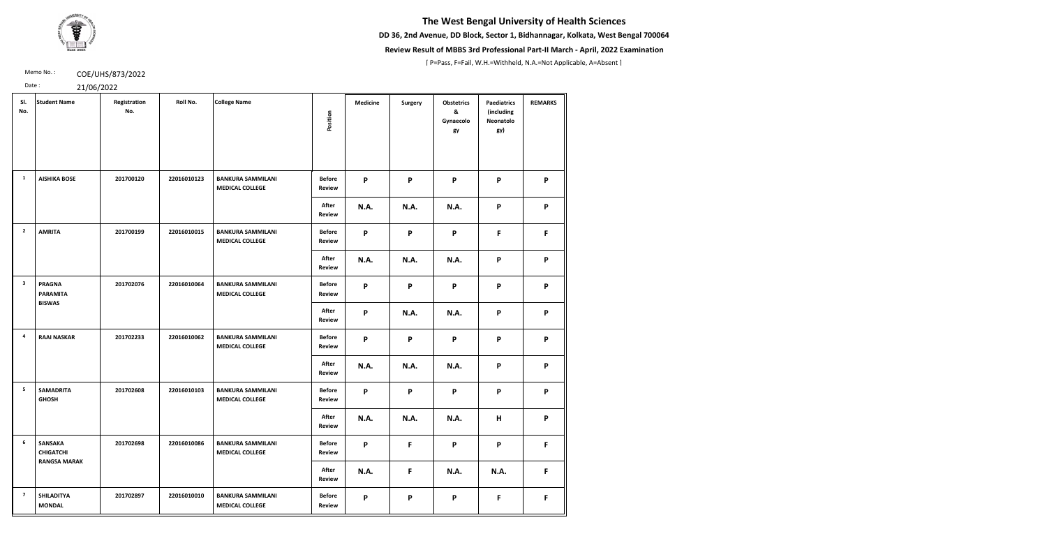# The West Bengal University of Health Sciences

**DD 36, 2nd Avenue, DD Block, Sector 1, Bidhannagar, Kolkata, West Bengal 700064**

**Review Result of MBBS 3rd Professional Part-II March - April, 2022 Examination**

[ P=Pass, F=Fail, W.H.=Withheld, N.A.=Not Applicable, A=Absent ]

Memo No. : COE/UHS/873/2022

Date : 21/06/2022

| Sl. No. | Student Name | Registration No. | Roll No. | College Name | Position | Medicine | Surgery | Obstetrics & Gynaecology | Paediatrics (including Neonatology) | REMARKS |
|---|---|---|---|---|---|---|---|---|---|---|
| 1 | AISHIKA BOSE | 201700120 | 22016010123 | BANKURA SAMMILANI MEDICAL COLLEGE | Before Review | P | P | P | P | P |
| | | | | | After Review | N.A. | N.A. | N.A. | P | P |
| 2 | AMRITA | 201700199 | 22016010015 | BANKURA SAMMILANI MEDICAL COLLEGE | Before Review | P | P | P | F | F |
| | | | | | After Review | N.A. | N.A. | N.A. | P | P |
| 3 | PRAGNA PARAMITA BISWAS | 201702076 | 22016010064 | BANKURA SAMMILANI MEDICAL COLLEGE | Before Review | P | P | P | P | P |
| | | | | | After Review | P | N.A. | N.A. | P | P |
| 4 | RAAI NASKAR | 201702233 | 22016010062 | BANKURA SAMMILANI MEDICAL COLLEGE | Before Review | P | P | P | P | P |
| | | | | | After Review | N.A. | N.A. | N.A. | P | P |
| 5 | SAMADRITA GHOSH | 201702608 | 22016010103 | BANKURA SAMMILANI MEDICAL COLLEGE | Before Review | P | P | P | P | P |
| | | | | | After Review | N.A. | N.A. | N.A. | H | P |
| 6 | SANSAKA CHIGATCHI RANGSA MARAK | 201702698 | 22016010086 | BANKURA SAMMILANI MEDICAL COLLEGE | Before Review | P | F | P | P | F |
| | | | | | After Review | N.A. | F | N.A. | N.A. | F |
| 7 | SHILADITYA MONDAL | 201702897 | 22016010010 | BANKURA SAMMILANI MEDICAL COLLEGE | Before Review | P | P | P | F | F |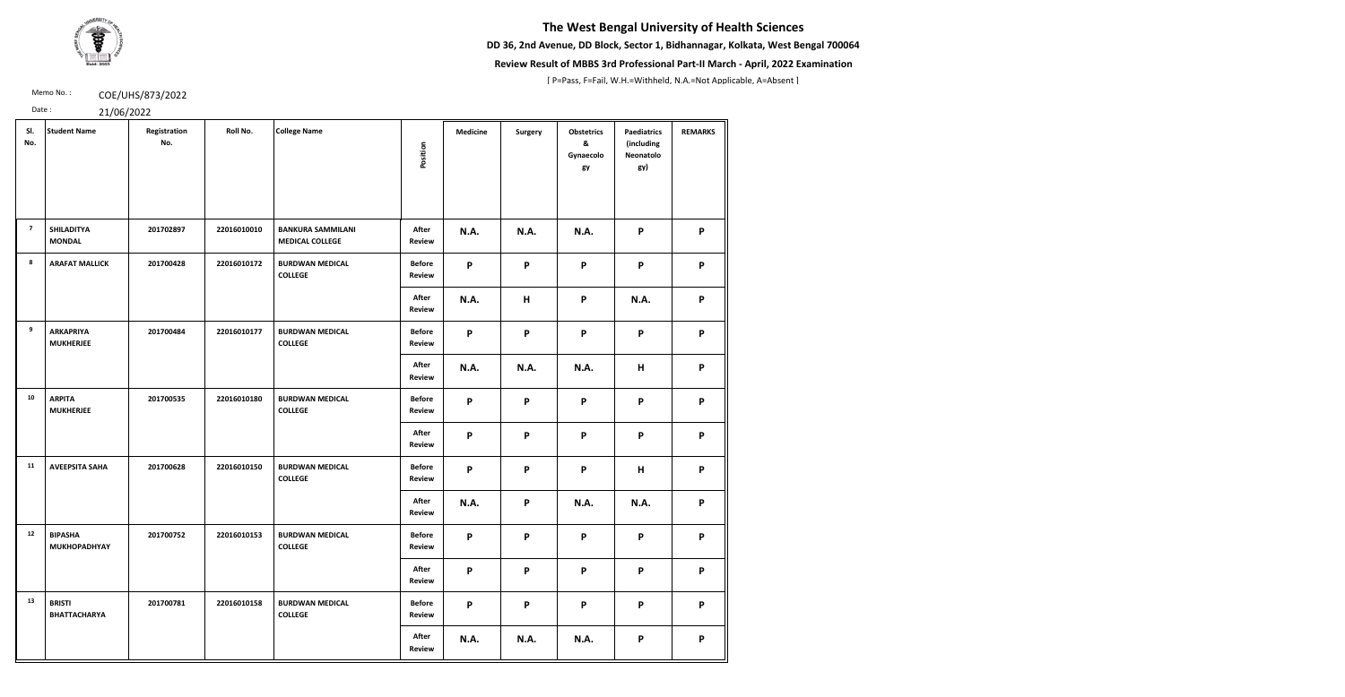# The West Bengal University of Health Sciences

**DD 36, 2nd Avenue, DD Block, Sector 1, Bidhannagar, Kolkata, West Bengal 700064**

**Review Result of MBBS 3rd Professional Part-II March - April, 2022 Examination**

[ P=Pass, F=Fail, W.H.=Withheld, N.A.=Not Applicable, A=Absent ]

Memo No. : COE/UHS/873/2022

Date : 21/06/2022

| Sl. No. | Student Name | Registration No. | Roll No. | College Name | Position | Medicine | Surgery | Obstetrics & Gynaecology | Paediatrics (including Neonatology) | REMARKS |
|---|---|---|---|---|---|---|---|---|---|---|
| 7 | SHILADITYA MONDAL | 201702897 | 22016010010 | BANKURA SAMMILANI MEDICAL COLLEGE | After Review | N.A. | N.A. | N.A. | P | P |
| 8 | ARAFAT MALLICK | 201700428 | 22016010172 | BURDWAN MEDICAL COLLEGE | Before Review | P | P | P | P | P |
| | | | | | After Review | N.A. | H | P | N.A. | P |
| 9 | ARKAPRIYA MUKHERJEE | 201700484 | 22016010177 | BURDWAN MEDICAL COLLEGE | Before Review | P | P | P | P | P |
| | | | | | After Review | N.A. | N.A. | N.A. | H | P |
| 10 | ARPITA MUKHERJEE | 201700535 | 22016010180 | BURDWAN MEDICAL COLLEGE | Before Review | P | P | P | P | P |
| | | | | | After Review | P | P | P | P | P |
| 11 | AVEEPSITA SAHA | 201700628 | 22016010150 | BURDWAN MEDICAL COLLEGE | Before Review | P | P | P | H | P |
| | | | | | After Review | N.A. | P | N.A. | N.A. | P |
| 12 | BIPASHA MUKHOPADHYAY | 201700752 | 22016010153 | BURDWAN MEDICAL COLLEGE | Before Review | P | P | P | P | P |
| | | | | | After Review | P | P | P | P | P |
| 13 | BRISTI BHATTACHARYA | 201700781 | 22016010158 | BURDWAN MEDICAL COLLEGE | Before Review | P | P | P | P | P |
| | | | | | After Review | N.A. | N.A. | N.A. | P | P |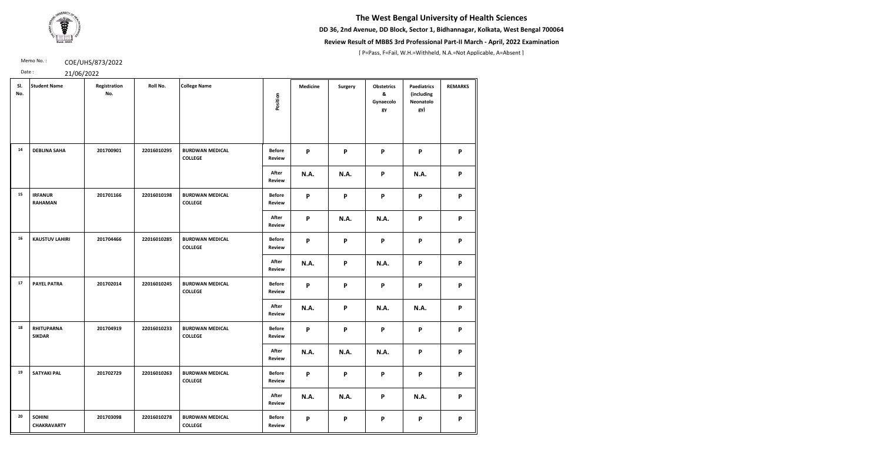# The West Bengal University of Health Sciences

**DD 36, 2nd Avenue, DD Block, Sector 1, Bidhannagar, Kolkata, West Bengal 700064**

**Review Result of MBBS 3rd Professional Part-II March - April, 2022 Examination**

[ P=Pass, F=Fail, W.H.=Withheld, N.A.=Not Applicable, A=Absent ]

Memo No. : COE/UHS/873/2022

Date : 21/06/2022

| Sl. No. | Student Name | Registration No. | Roll No. | College Name | Position | Medicine | Surgery | Obstetrics & Gynaecology | Paediatrics (including Neonatology) | REMARKS |
|---|---|---|---|---|---|---|---|---|---|---|
| 14 | DEBLINA SAHA | 201700901 | 22016010295 | BURDWAN MEDICAL COLLEGE | Before Review | P | P | P | P | P |
| | | | | | After Review | N.A. | N.A. | P | N.A. | P |
| 15 | IRFANUR RAHAMAN | 201701166 | 22016010198 | BURDWAN MEDICAL COLLEGE | Before Review | P | P | P | P | P |
| | | | | | After Review | P | N.A. | N.A. | P | P |
| 16 | KAUSTUV LAHIRI | 201704466 | 22016010285 | BURDWAN MEDICAL COLLEGE | Before Review | P | P | P | P | P |
| | | | | | After Review | N.A. | P | N.A. | P | P |
| 17 | PAYEL PATRA | 201702014 | 22016010245 | BURDWAN MEDICAL COLLEGE | Before Review | P | P | P | P | P |
| | | | | | After Review | N.A. | P | N.A. | N.A. | P |
| 18 | RHITUPARNA SIKDAR | 201704919 | 22016010233 | BURDWAN MEDICAL COLLEGE | Before Review | P | P | P | P | P |
| | | | | | After Review | N.A. | N.A. | N.A. | P | P |
| 19 | SATYAKI PAL | 201702729 | 22016010263 | BURDWAN MEDICAL COLLEGE | Before Review | P | P | P | P | P |
| | | | | | After Review | N.A. | N.A. | P | N.A. | P |
| 20 | SOHINI CHAKRAVARTY | 201703098 | 22016010278 | BURDWAN MEDICAL COLLEGE | Before Review | P | P | P | P | P |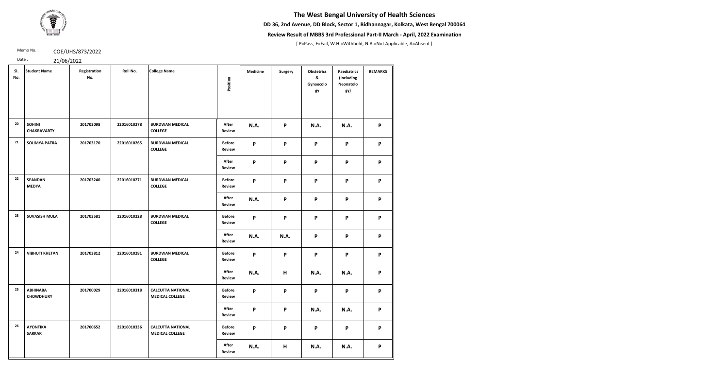# The West Bengal University of Health Sciences

**DD 36, 2nd Avenue, DD Block, Sector 1, Bidhannagar, Kolkata, West Bengal 700064**

**Review Result of MBBS 3rd Professional Part-II March - April, 2022 Examination**

[ P=Pass, F=Fail, W.H.=Withheld, N.A.=Not Applicable, A=Absent ]

Memo No. : COE/UHS/873/2022

Date : 21/06/2022

| Sl. No. | Student Name | Registration No. | Roll No. | College Name | Position | Medicine | Surgery | Obstetrics & Gynaecology | Paediatrics (including Neonatology) | REMARKS |
|---|---|---|---|---|---|---|---|---|---|---|
| 20 | SOHINI CHAKRAVARTY | 201703098 | 22016010278 | BURDWAN MEDICAL COLLEGE | After Review | N.A. | P | N.A. | N.A. | P |
| 21 | SOUMYA PATRA | 201703170 | 22016010265 | BURDWAN MEDICAL COLLEGE | Before Review | P | P | P | P | P |
| | | | | | After Review | P | P | P | P | P |
| 22 | SPANDAN MEDYA | 201703240 | 22016010271 | BURDWAN MEDICAL COLLEGE | Before Review | P | P | P | P | P |
| | | | | | After Review | N.A. | P | P | P | P |
| 23 | SUVASISH MULA | 201703581 | 22016010228 | BURDWAN MEDICAL COLLEGE | Before Review | P | P | P | P | P |
| | | | | | After Review | N.A. | N.A. | P | P | P |
| 24 | VIBHUTI KHETAN | 201703812 | 22016010281 | BURDWAN MEDICAL COLLEGE | Before Review | P | P | P | P | P |
| | | | | | After Review | N.A. | H | N.A. | N.A. | P |
| 25 | ABHINABA CHOWDHURY | 201700029 | 22016010318 | CALCUTTA NATIONAL MEDICAL COLLEGE | Before Review | P | P | P | P | P |
| | | | | | After Review | P | P | N.A. | N.A. | P |
| 26 | AYONTIKA SARKAR | 201700652 | 22016010336 | CALCUTTA NATIONAL MEDICAL COLLEGE | Before Review | P | P | P | P | P |
| | | | | | After Review | N.A. | H | N.A. | N.A. | P |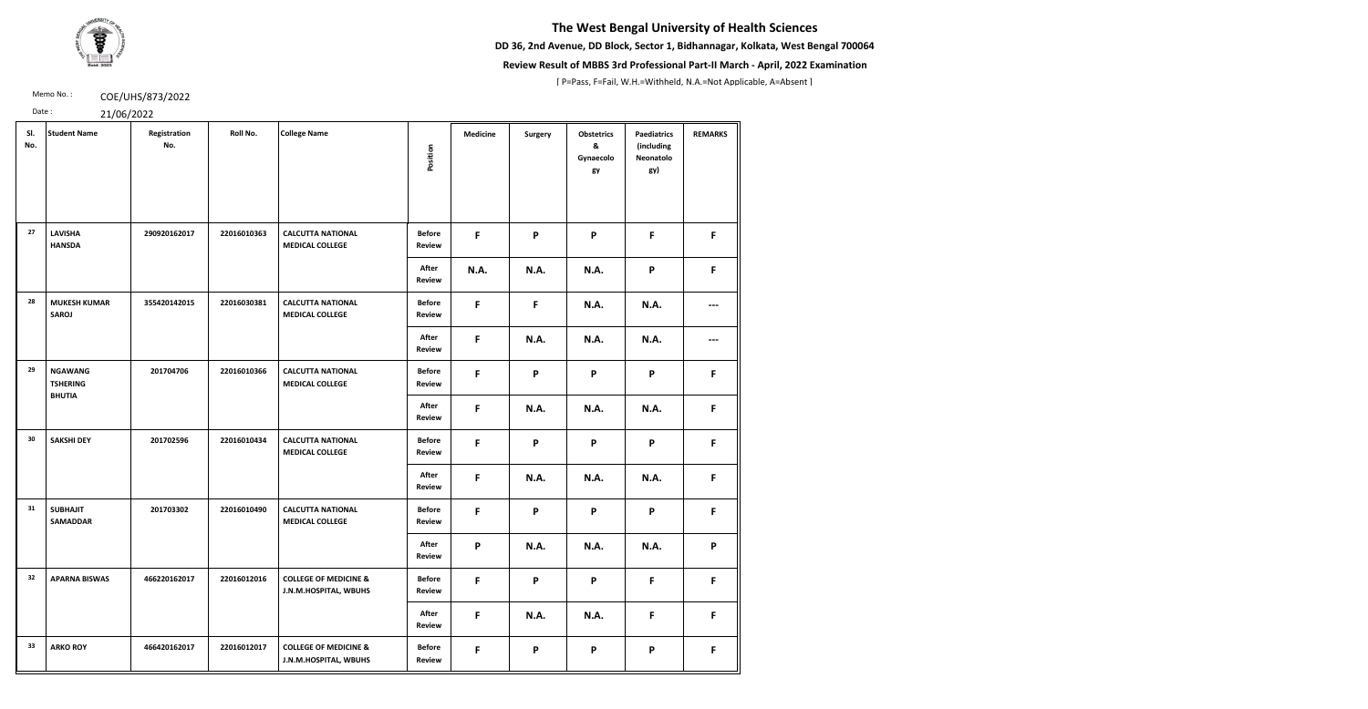# The West Bengal University of Health Sciences

**DD 36, 2nd Avenue, DD Block, Sector 1, Bidhannagar, Kolkata, West Bengal 700064**

**Review Result of MBBS 3rd Professional Part-II March - April, 2022 Examination**

[ P=Pass, F=Fail, W.H.=Withheld, N.A.=Not Applicable, A=Absent ]

Memo No. : COE/UHS/873/2022

Date : 21/06/2022

| Sl. No. | Student Name | Registration No. | Roll No. | College Name | Position | Medicine | Surgery | Obstetrics & Gynaecology | Paediatrics (including Neonatology) | REMARKS |
|---|---|---|---|---|---|---|---|---|---|---|
| 27 | LAVISHA HANSDA | 290920162017 | 22016010363 | CALCUTTA NATIONAL MEDICAL COLLEGE | Before Review | F | P | P | F | F |
| | | | | | After Review | N.A. | N.A. | N.A. | P | F |
| 28 | MUKESH KUMAR SAROJ | 355420142015 | 22016030381 | CALCUTTA NATIONAL MEDICAL COLLEGE | Before Review | F | F | N.A. | N.A. | --- |
| | | | | | After Review | F | N.A. | N.A. | N.A. | --- |
| 29 | NGAWANG TSHERING BHUTIA | 201704706 | 22016010366 | CALCUTTA NATIONAL MEDICAL COLLEGE | Before Review | F | P | P | P | F |
| | | | | | After Review | F | N.A. | N.A. | N.A. | F |
| 30 | SAKSHI DEY | 201702596 | 22016010434 | CALCUTTA NATIONAL MEDICAL COLLEGE | Before Review | F | P | P | P | F |
| | | | | | After Review | F | N.A. | N.A. | N.A. | F |
| 31 | SUBHAJIT SAMADDAR | 201703302 | 22016010490 | CALCUTTA NATIONAL MEDICAL COLLEGE | Before Review | F | P | P | P | F |
| | | | | | After Review | P | N.A. | N.A. | N.A. | P |
| 32 | APARNA BISWAS | 466220162017 | 22016012016 | COLLEGE OF MEDICINE & J.N.M.HOSPITAL, WBUHS | Before Review | F | P | P | F | F |
| | | | | | After Review | F | N.A. | N.A. | F | F |
| 33 | ARKO ROY | 466420162017 | 22016012017 | COLLEGE OF MEDICINE & J.N.M.HOSPITAL, WBUHS | Before Review | F | P | P | P | F |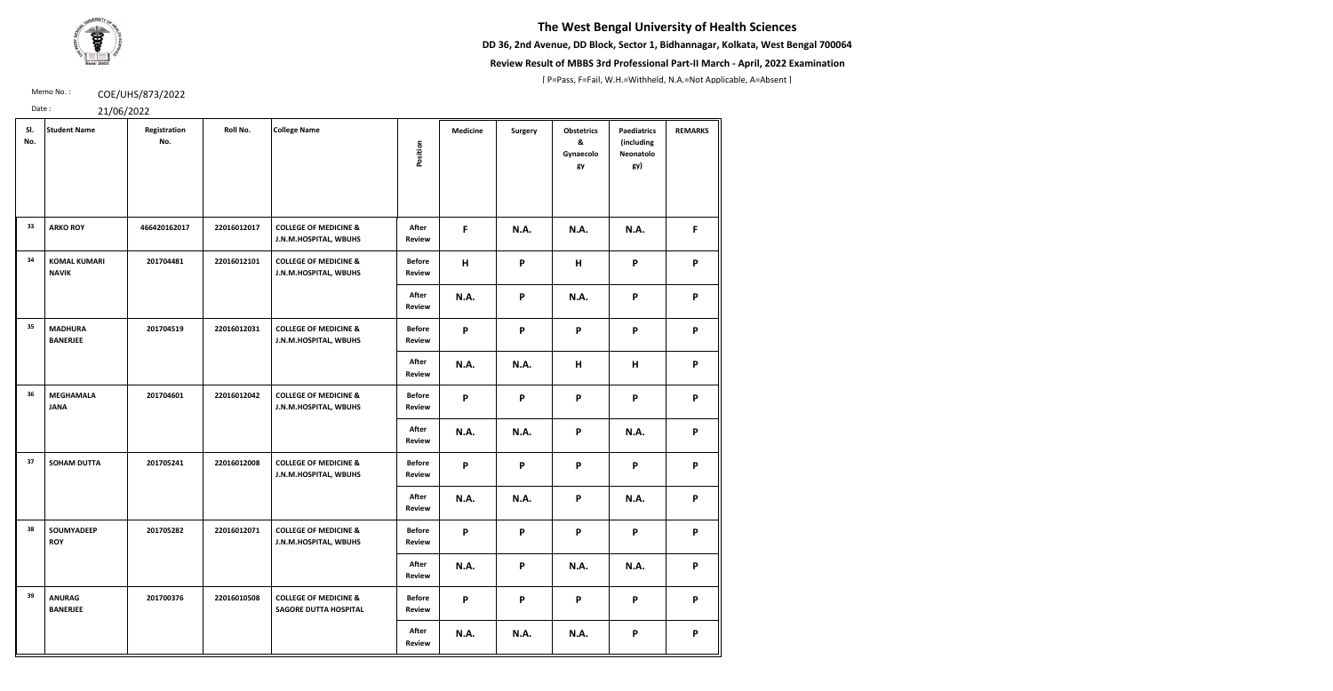# The West Bengal University of Health Sciences

**DD 36, 2nd Avenue, DD Block, Sector 1, Bidhannagar, Kolkata, West Bengal 700064**

**Review Result of MBBS 3rd Professional Part-II March - April, 2022 Examination**

[ P=Pass, F=Fail, W.H.=Withheld, N.A.=Not Applicable, A=Absent ]

Memo No. : COE/UHS/873/2022

Date : 21/06/2022

| Sl. No. | Student Name | Registration No. | Roll No. | College Name | Position | Medicine | Surgery | Obstetrics & Gynaecology | Paediatrics (including Neonatology) | REMARKS |
|---|---|---|---|---|---|---|---|---|---|---|
| 33 | ARKO ROY | 466420162017 | 22016012017 | COLLEGE OF MEDICINE & J.N.M.HOSPITAL, WBUHS | After Review | F | N.A. | N.A. | N.A. | F |
| 34 | KOMAL KUMARI NAVIK | 201704481 | 22016012101 | COLLEGE OF MEDICINE & J.N.M.HOSPITAL, WBUHS | Before Review | H | P | H | P | P |
| | | | | | After Review | N.A. | P | N.A. | P | P |
| 35 | MADHURA BANERJEE | 201704519 | 22016012031 | COLLEGE OF MEDICINE & J.N.M.HOSPITAL, WBUHS | Before Review | P | P | P | P | P |
| | | | | | After Review | N.A. | N.A. | H | H | P |
| 36 | MEGHAMALA JANA | 201704601 | 22016012042 | COLLEGE OF MEDICINE & J.N.M.HOSPITAL, WBUHS | Before Review | P | P | P | P | P |
| | | | | | After Review | N.A. | N.A. | P | N.A. | P |
| 37 | SOHAM DUTTA | 201705241 | 22016012008 | COLLEGE OF MEDICINE & J.N.M.HOSPITAL, WBUHS | Before Review | P | P | P | P | P |
| | | | | | After Review | N.A. | N.A. | P | N.A. | P |
| 38 | SOUMYADEEP ROY | 201705282 | 22016012071 | COLLEGE OF MEDICINE & J.N.M.HOSPITAL, WBUHS | Before Review | P | P | P | P | P |
| | | | | | After Review | N.A. | P | N.A. | N.A. | P |
| 39 | ANURAG BANERJEE | 201700376 | 22016010508 | COLLEGE OF MEDICINE & SAGORE DUTTA HOSPITAL | Before Review | P | P | P | P | P |
| | | | | | After Review | N.A. | N.A. | N.A. | P | P |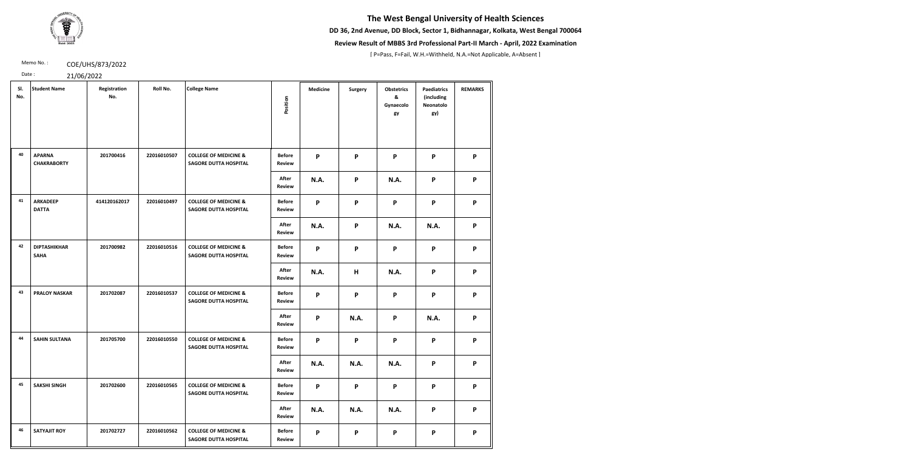# The West Bengal University of Health Sciences

**DD 36, 2nd Avenue, DD Block, Sector 1, Bidhannagar, Kolkata, West Bengal 700064**

**Review Result of MBBS 3rd Professional Part-II March - April, 2022 Examination**

[ P=Pass, F=Fail, W.H.=Withheld, N.A.=Not Applicable, A=Absent ]

Memo No. : COE/UHS/873/2022

Date : 21/06/2022

| Sl. No. | Student Name | Registration No. | Roll No. | College Name | Position | Medicine | Surgery | Obstetrics & Gynaecology | Paediatrics (including Neonatology) | REMARKS |
|---|---|---|---|---|---|---|---|---|---|---|
| 40 | APARNA CHAKRABORTY | 201700416 | 22016010507 | COLLEGE OF MEDICINE & SAGORE DUTTA HOSPITAL | Before Review | P | P | P | P | P |
| | | | | | After Review | N.A. | P | N.A. | P | P |
| 41 | ARKADEEP DATTA | 414120162017 | 22016010497 | COLLEGE OF MEDICINE & SAGORE DUTTA HOSPITAL | Before Review | P | P | P | P | P |
| | | | | | After Review | N.A. | P | N.A. | N.A. | P |
| 42 | DIPTASHIKHAR SAHA | 201700982 | 22016010516 | COLLEGE OF MEDICINE & SAGORE DUTTA HOSPITAL | Before Review | P | P | P | P | P |
| | | | | | After Review | N.A. | H | N.A. | P | P |
| 43 | PRALOY NASKAR | 201702087 | 22016010537 | COLLEGE OF MEDICINE & SAGORE DUTTA HOSPITAL | Before Review | P | P | P | P | P |
| | | | | | After Review | P | N.A. | P | N.A. | P |
| 44 | SAHIN SULTANA | 201705700 | 22016010550 | COLLEGE OF MEDICINE & SAGORE DUTTA HOSPITAL | Before Review | P | P | P | P | P |
| | | | | | After Review | N.A. | N.A. | N.A. | P | P |
| 45 | SAKSHI SINGH | 201702600 | 22016010565 | COLLEGE OF MEDICINE & SAGORE DUTTA HOSPITAL | Before Review | P | P | P | P | P |
| | | | | | After Review | N.A. | N.A. | N.A. | P | P |
| 46 | SATYAJIT ROY | 201702727 | 22016010562 | COLLEGE OF MEDICINE & SAGORE DUTTA HOSPITAL | Before Review | P | P | P | P | P |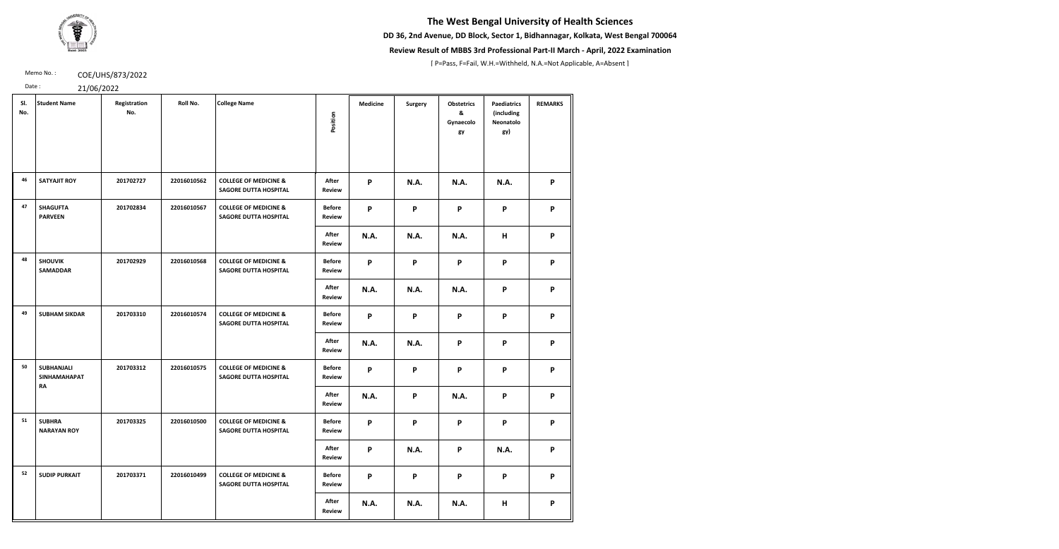# The West Bengal University of Health Sciences

**DD 36, 2nd Avenue, DD Block, Sector 1, Bidhannagar, Kolkata, West Bengal 700064**

**Review Result of MBBS 3rd Professional Part-II March - April, 2022 Examination**

[ P=Pass, F=Fail, W.H.=Withheld, N.A.=Not Applicable, A=Absent ]

Memo No. : COE/UHS/873/2022

Date : 21/06/2022

| Sl. No. | Student Name | Registration No. | Roll No. | College Name | Position | Medicine | Surgery | Obstetrics & Gynaecology | Paediatrics (including Neonatology) | REMARKS |
|---|---|---|---|---|---|---|---|---|---|---|
| 46 | SATYAJIT ROY | 201702727 | 22016010562 | COLLEGE OF MEDICINE & SAGORE DUTTA HOSPITAL | After Review | P | N.A. | N.A. | N.A. | P |
| 47 | SHAGUFTA PARVEEN | 201702834 | 22016010567 | COLLEGE OF MEDICINE & SAGORE DUTTA HOSPITAL | Before Review | P | P | P | P | P |
| | | | | | After Review | N.A. | N.A. | N.A. | H | P |
| 48 | SHOUVIK SAMADDAR | 201702929 | 22016010568 | COLLEGE OF MEDICINE & SAGORE DUTTA HOSPITAL | Before Review | P | P | P | P | P |
| | | | | | After Review | N.A. | N.A. | N.A. | P | P |
| 49 | SUBHAM SIKDAR | 201703310 | 22016010574 | COLLEGE OF MEDICINE & SAGORE DUTTA HOSPITAL | Before Review | P | P | P | P | P |
| | | | | | After Review | N.A. | N.A. | P | P | P |
| 50 | SUBHANJALI SINHAMAHAPATRA | 201703312 | 22016010575 | COLLEGE OF MEDICINE & SAGORE DUTTA HOSPITAL | Before Review | P | P | P | P | P |
| | | | | | After Review | N.A. | P | N.A. | P | P |
| 51 | SUBHRA NARAYAN ROY | 201703325 | 22016010500 | COLLEGE OF MEDICINE & SAGORE DUTTA HOSPITAL | Before Review | P | P | P | P | P |
| | | | | | After Review | P | N.A. | P | N.A. | P |
| 52 | SUDIP PURKAIT | 201703371 | 22016010499 | COLLEGE OF MEDICINE & SAGORE DUTTA HOSPITAL | Before Review | P | P | P | P | P |
| | | | | | After Review | N.A. | N.A. | N.A. | H | P |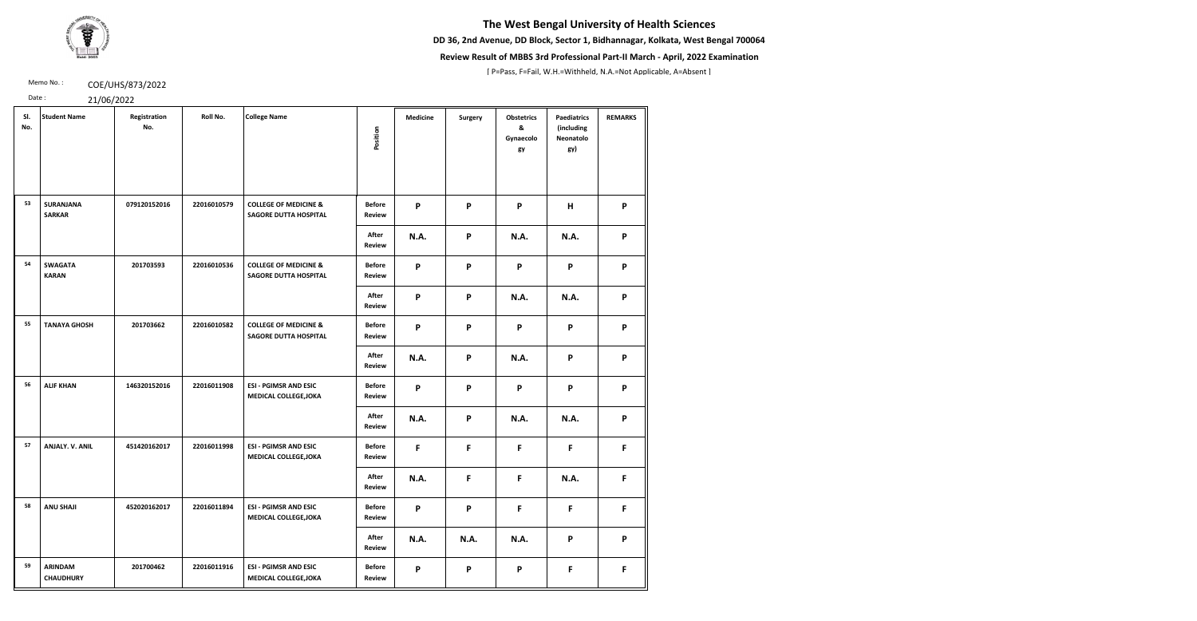# The West Bengal University of Health Sciences

**DD 36, 2nd Avenue, DD Block, Sector 1, Bidhannagar, Kolkata, West Bengal 700064**

**Review Result of MBBS 3rd Professional Part-II March - April, 2022 Examination**

[ P=Pass, F=Fail, W.H.=Withheld, N.A.=Not Applicable, A=Absent ]

Memo No. : COE/UHS/873/2022

Date : 21/06/2022

| Sl. No. | Student Name | Registration No. | Roll No. | College Name | Position | Medicine | Surgery | Obstetrics & Gynaecology | Paediatrics (including Neonatology) | REMARKS |
|---|---|---|---|---|---|---|---|---|---|---|
| 53 | SURANJANA SARKAR | 079120152016 | 22016010579 | COLLEGE OF MEDICINE & SAGORE DUTTA HOSPITAL | Before Review | P | P | P | H | P |
| | | | | | After Review | N.A. | P | N.A. | N.A. | P |
| 54 | SWAGATA KARAN | 201703593 | 22016010536 | COLLEGE OF MEDICINE & SAGORE DUTTA HOSPITAL | Before Review | P | P | P | P | P |
| | | | | | After Review | P | P | N.A. | N.A. | P |
| 55 | TANAYA GHOSH | 201703662 | 22016010582 | COLLEGE OF MEDICINE & SAGORE DUTTA HOSPITAL | Before Review | P | P | P | P | P |
| | | | | | After Review | N.A. | P | N.A. | P | P |
| 56 | ALIF KHAN | 146320152016 | 22016011908 | ESI - PGIMSR AND ESIC MEDICAL COLLEGE,JOKA | Before Review | P | P | P | P | P |
| | | | | | After Review | N.A. | P | N.A. | N.A. | P |
| 57 | ANJALY. V. ANIL | 451420162017 | 22016011998 | ESI - PGIMSR AND ESIC MEDICAL COLLEGE,JOKA | Before Review | F | F | F | F | F |
| | | | | | After Review | N.A. | F | F | N.A. | F |
| 58 | ANU SHAJI | 452020162017 | 22016011894 | ESI - PGIMSR AND ESIC MEDICAL COLLEGE,JOKA | Before Review | P | P | F | F | F |
| | | | | | After Review | N.A. | N.A. | N.A. | P | P |
| 59 | ARINDAM CHAUDHURY | 201700462 | 22016011916 | ESI - PGIMSR AND ESIC MEDICAL COLLEGE,JOKA | Before Review | P | P | P | F | F |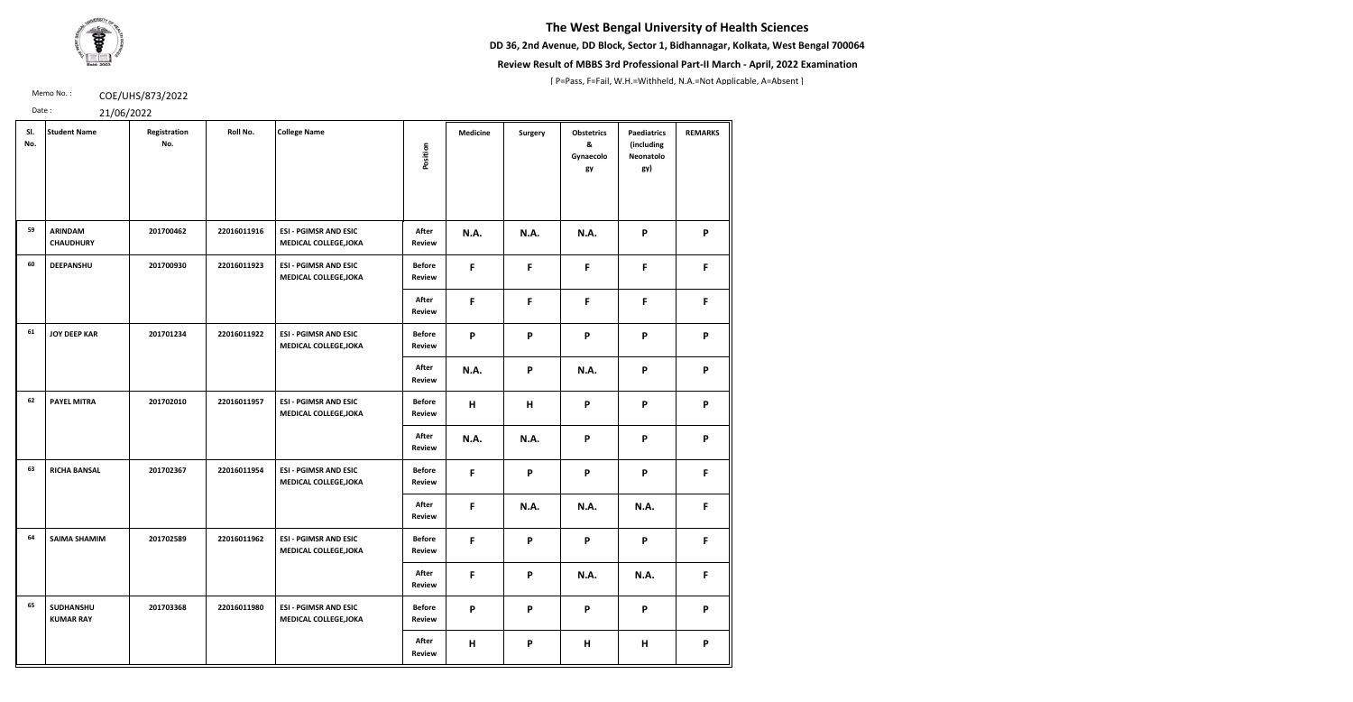# The West Bengal University of Health Sciences

**DD 36, 2nd Avenue, DD Block, Sector 1, Bidhannagar, Kolkata, West Bengal 700064**

**Review Result of MBBS 3rd Professional Part-II March - April, 2022 Examination**

[ P=Pass, F=Fail, W.H.=Withheld, N.A.=Not Applicable, A=Absent ]

Memo No. : COE/UHS/873/2022

Date : 21/06/2022

| Sl. No. | Student Name | Registration No. | Roll No. | College Name | Position | Medicine | Surgery | Obstetrics & Gynaecology | Paediatrics (including Neonatology) | REMARKS |
|---|---|---|---|---|---|---|---|---|---|---|
| 59 | ARINDAM CHAUDHURY | 201700462 | 22016011916 | ESI - PGIMSR AND ESIC MEDICAL COLLEGE,JOKA | After Review | N.A. | N.A. | N.A. | P | P |
| 60 | DEEPANSHU | 201700930 | 22016011923 | ESI - PGIMSR AND ESIC MEDICAL COLLEGE,JOKA | Before Review | F | F | F | F | F |
| | | | | | After Review | F | F | F | F | F |
| 61 | JOY DEEP KAR | 201701234 | 22016011922 | ESI - PGIMSR AND ESIC MEDICAL COLLEGE,JOKA | Before Review | P | P | P | P | P |
| | | | | | After Review | N.A. | P | N.A. | P | P |
| 62 | PAYEL MITRA | 201702010 | 22016011957 | ESI - PGIMSR AND ESIC MEDICAL COLLEGE,JOKA | Before Review | H | H | P | P | P |
| | | | | | After Review | N.A. | N.A. | P | P | P |
| 63 | RICHA BANSAL | 201702367 | 22016011954 | ESI - PGIMSR AND ESIC MEDICAL COLLEGE,JOKA | Before Review | F | P | P | P | F |
| | | | | | After Review | F | N.A. | N.A. | N.A. | F |
| 64 | SAIMA SHAMIM | 201702589 | 22016011962 | ESI - PGIMSR AND ESIC MEDICAL COLLEGE,JOKA | Before Review | F | P | P | P | F |
| | | | | | After Review | F | P | N.A. | N.A. | F |
| 65 | SUDHANSHU KUMAR RAY | 201703368 | 22016011980 | ESI - PGIMSR AND ESIC MEDICAL COLLEGE,JOKA | Before Review | P | P | P | P | P |
| | | | | | After Review | H | P | H | H | P |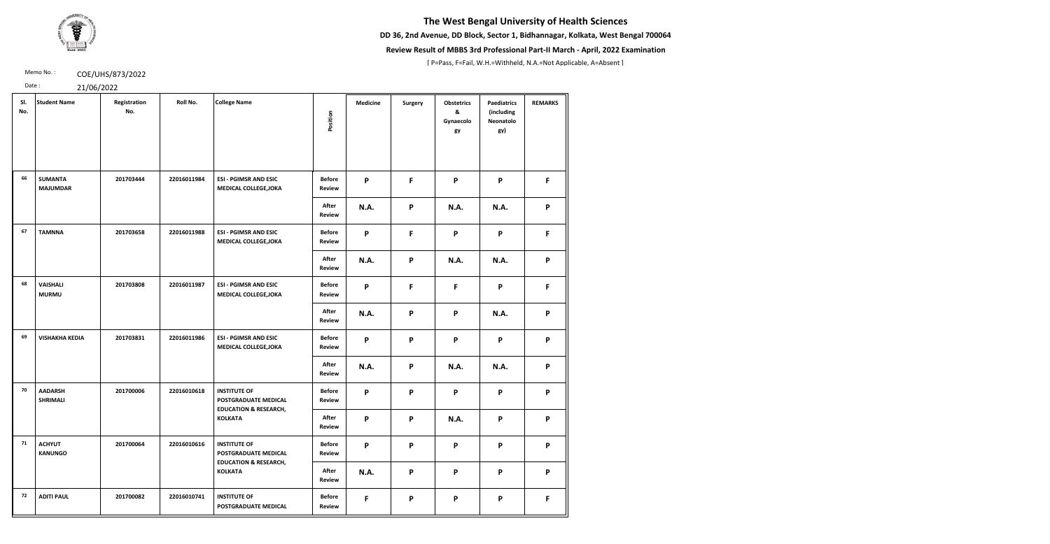# The West Bengal University of Health Sciences

**DD 36, 2nd Avenue, DD Block, Sector 1, Bidhannagar, Kolkata, West Bengal 700064**

**Review Result of MBBS 3rd Professional Part-II March - April, 2022 Examination**

[ P=Pass, F=Fail, W.H.=Withheld, N.A.=Not Applicable, A=Absent ]

Memo No. : COE/UHS/873/2022

Date : 21/06/2022

| Sl. No. | Student Name | Registration No. | Roll No. | College Name | Position | Medicine | Surgery | Obstetrics & Gynaecology | Paediatrics (including Neonatology) | REMARKS |
|---|---|---|---|---|---|---|---|---|---|---|
| 66 | SUMANTA MAJUMDAR | 201703444 | 22016011984 | ESI - PGIMSR AND ESIC MEDICAL COLLEGE,JOKA | Before Review | P | F | P | P | F |
| | | | | | After Review | N.A. | P | N.A. | N.A. | P |
| 67 | TAMNNA | 201703658 | 22016011988 | ESI - PGIMSR AND ESIC MEDICAL COLLEGE,JOKA | Before Review | P | F | P | P | F |
| | | | | | After Review | N.A. | P | N.A. | N.A. | P |
| 68 | VAISHALI MURMU | 201703808 | 22016011987 | ESI - PGIMSR AND ESIC MEDICAL COLLEGE,JOKA | Before Review | P | F | F | P | F |
| | | | | | After Review | N.A. | P | P | N.A. | P |
| 69 | VISHAKHA KEDIA | 201703831 | 22016011986 | ESI - PGIMSR AND ESIC MEDICAL COLLEGE,JOKA | Before Review | P | P | P | P | P |
| | | | | | After Review | N.A. | P | N.A. | N.A. | P |
| 70 | AADARSH SHRIMALI | 201700006 | 22016010618 | INSTITUTE OF POSTGRADUATE MEDICAL EDUCATION & RESEARCH, KOLKATA | Before Review | P | P | P | P | P |
| | | | | | After Review | P | P | N.A. | P | P |
| 71 | ACHYUT KANUNGO | 201700064 | 22016010616 | INSTITUTE OF POSTGRADUATE MEDICAL EDUCATION & RESEARCH, KOLKATA | Before Review | P | P | P | P | P |
| | | | | | After Review | N.A. | P | P | P | P |
| 72 | ADITI PAUL | 201700082 | 22016010741 | INSTITUTE OF POSTGRADUATE MEDICAL | Before Review | F | P | P | P | F |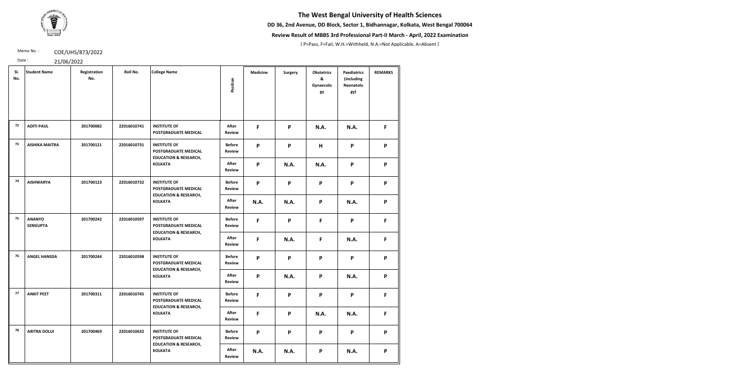# The West Bengal University of Health Sciences

**DD 36, 2nd Avenue, DD Block, Sector 1, Bidhannagar, Kolkata, West Bengal 700064**

**Review Result of MBBS 3rd Professional Part-II March - April, 2022 Examination**

[ P=Pass, F=Fail, W.H.=Withheld, N.A.=Not Applicable, A=Absent ]

Memo No. : COE/UHS/873/2022

Date : 21/06/2022

| Sl. No. | Student Name | Registration No. | Roll No. | College Name | Position | Medicine | Surgery | Obstetrics & Gynaecology | Paediatrics (including Neonatology) | REMARKS |
|---|---|---|---|---|---|---|---|---|---|---|
| 72 | ADITI PAUL | 201700082 | 22016010741 | INSTITUTE OF POSTGRADUATE MEDICAL | After Review | F | P | N.A. | N.A. | F |
| 73 | AISHIKA MAITRA | 201700121 | 22016010731 | INSTITUTE OF POSTGRADUATE MEDICAL EDUCATION & RESEARCH, KOLKATA | Before Review | P | P | H | P | P |
| | | | | | After Review | P | N.A. | N.A. | P | P |
| 74 | AISHWARYA | 201700123 | 22016010732 | INSTITUTE OF POSTGRADUATE MEDICAL EDUCATION & RESEARCH, KOLKATA | Before Review | P | P | P | P | P |
| | | | | | After Review | N.A. | N.A. | P | N.A. | P |
| 75 | ANANYO SENGUPTA | 201700242 | 22016010597 | INSTITUTE OF POSTGRADUATE MEDICAL EDUCATION & RESEARCH, KOLKATA | Before Review | F | P | F | P | F |
| | | | | | After Review | F | N.A. | F | N.A. | F |
| 76 | ANGEL HANSDA | 201700244 | 22016010598 | INSTITUTE OF POSTGRADUATE MEDICAL EDUCATION & RESEARCH, KOLKATA | Before Review | P | P | P | P | P |
| | | | | | After Review | P | N.A. | P | N.A. | P |
| 77 | ANKIT PEET | 201700311 | 22016010745 | INSTITUTE OF POSTGRADUATE MEDICAL EDUCATION & RESEARCH, KOLKATA | Before Review | F | P | P | P | F |
| | | | | | After Review | F | P | N.A. | N.A. | F |
| 78 | ARITRA DOLUI | 201700469 | 22016010632 | INSTITUTE OF POSTGRADUATE MEDICAL EDUCATION & RESEARCH, KOLKATA | Before Review | P | P | P | P | P |
| | | | | | After Review | N.A. | N.A. | P | N.A. | P |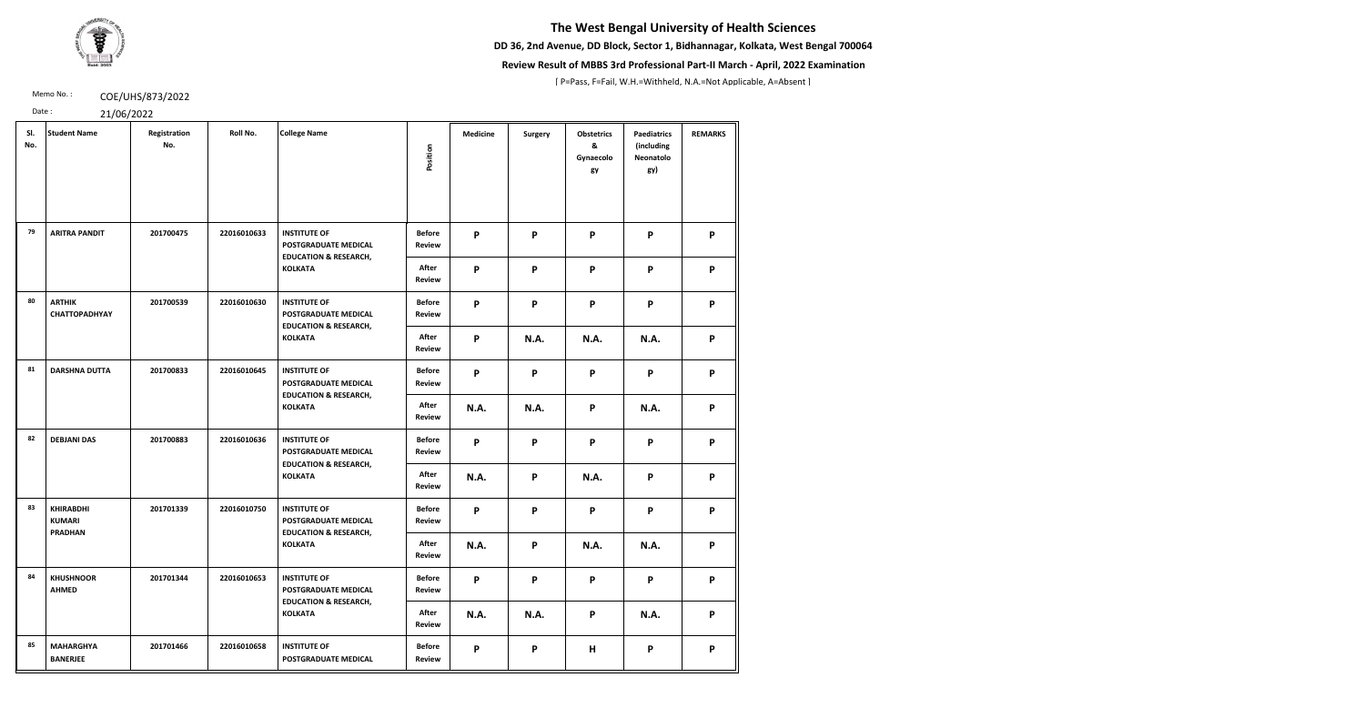# The West Bengal University of Health Sciences

**DD 36, 2nd Avenue, DD Block, Sector 1, Bidhannagar, Kolkata, West Bengal 700064**

**Review Result of MBBS 3rd Professional Part-II March - April, 2022 Examination**

[ P=Pass, F=Fail, W.H.=Withheld, N.A.=Not Applicable, A=Absent ]

Memo No. : COE/UHS/873/2022

Date : 21/06/2022

| Sl. No. | Student Name | Registration No. | Roll No. | College Name | Position | Medicine | Surgery | Obstetrics & Gynaecology | Paediatrics (including Neonatology) | REMARKS |
|---|---|---|---|---|---|---|---|---|---|---|
| 79 | ARITRA PANDIT | 201700475 | 22016010633 | INSTITUTE OF POSTGRADUATE MEDICAL EDUCATION & RESEARCH, KOLKATA | Before Review | P | P | P | P | P |
| | | | | | After Review | P | P | P | P | P |
| 80 | ARTHIK CHATTOPADHYAY | 201700539 | 22016010630 | INSTITUTE OF POSTGRADUATE MEDICAL EDUCATION & RESEARCH, KOLKATA | Before Review | P | P | P | P | P |
| | | | | | After Review | P | N.A. | N.A. | N.A. | P |
| 81 | DARSHNA DUTTA | 201700833 | 22016010645 | INSTITUTE OF POSTGRADUATE MEDICAL EDUCATION & RESEARCH, KOLKATA | Before Review | P | P | P | P | P |
| | | | | | After Review | N.A. | N.A. | P | N.A. | P |
| 82 | DEBJANI DAS | 201700883 | 22016010636 | INSTITUTE OF POSTGRADUATE MEDICAL EDUCATION & RESEARCH, KOLKATA | Before Review | P | P | P | P | P |
| | | | | | After Review | N.A. | P | N.A. | P | P |
| 83 | KHIRABDHI KUMARI PRADHAN | 201701339 | 22016010750 | INSTITUTE OF POSTGRADUATE MEDICAL EDUCATION & RESEARCH, KOLKATA | Before Review | P | P | P | P | P |
| | | | | | After Review | N.A. | P | N.A. | N.A. | P |
| 84 | KHUSHNOOR AHMED | 201701344 | 22016010653 | INSTITUTE OF POSTGRADUATE MEDICAL EDUCATION & RESEARCH, KOLKATA | Before Review | P | P | P | P | P |
| | | | | | After Review | N.A. | N.A. | P | N.A. | P |
| 85 | MAHARGHYA BANERJEE | 201701466 | 22016010658 | INSTITUTE OF POSTGRADUATE MEDICAL | Before Review | P | P | H | P | P |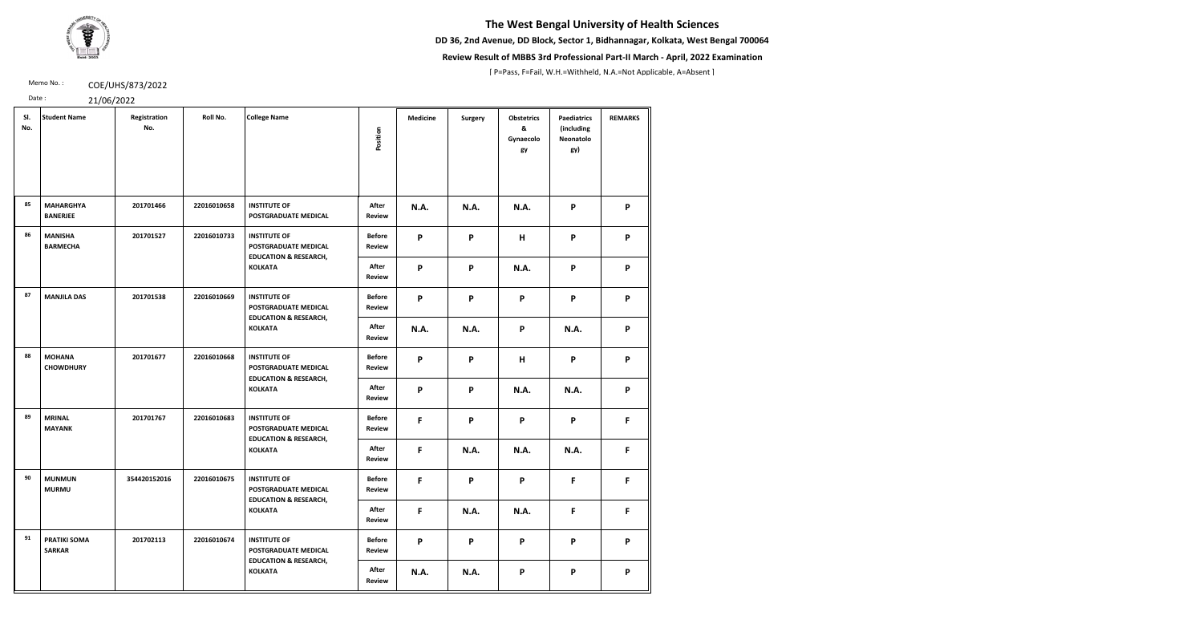# The West Bengal University of Health Sciences

**DD 36, 2nd Avenue, DD Block, Sector 1, Bidhannagar, Kolkata, West Bengal 700064**

**Review Result of MBBS 3rd Professional Part-II March - April, 2022 Examination**

[ P=Pass, F=Fail, W.H.=Withheld, N.A.=Not Applicable, A=Absent ]

Memo No. : COE/UHS/873/2022

Date : 21/06/2022

| Sl. No. | Student Name | Registration No. | Roll No. | College Name | Position | Medicine | Surgery | Obstetrics & Gynaecology | Paediatrics (including Neonatology) | REMARKS |
|---|---|---|---|---|---|---|---|---|---|---|
| 85 | MAHARGHYA BANERJEE | 201701466 | 22016010658 | INSTITUTE OF POSTGRADUATE MEDICAL | After Review | N.A. | N.A. | N.A. | P | P |
| 86 | MANISHA BARMECHA | 201701527 | 22016010733 | INSTITUTE OF POSTGRADUATE MEDICAL EDUCATION & RESEARCH, KOLKATA | Before Review | P | P | H | P | P |
| | | | | | After Review | P | P | N.A. | P | P |
| 87 | MANJILA DAS | 201701538 | 22016010669 | INSTITUTE OF POSTGRADUATE MEDICAL EDUCATION & RESEARCH, KOLKATA | Before Review | P | P | P | P | P |
| | | | | | After Review | N.A. | N.A. | P | N.A. | P |
| 88 | MOHANA CHOWDHURY | 201701677 | 22016010668 | INSTITUTE OF POSTGRADUATE MEDICAL EDUCATION & RESEARCH, KOLKATA | Before Review | P | P | H | P | P |
| | | | | | After Review | P | P | N.A. | N.A. | P |
| 89 | MRINAL MAYANK | 201701767 | 22016010683 | INSTITUTE OF POSTGRADUATE MEDICAL EDUCATION & RESEARCH, KOLKATA | Before Review | F | P | P | P | F |
| | | | | | After Review | F | N.A. | N.A. | N.A. | F |
| 90 | MUNMUN MURMU | 354420152016 | 22016010675 | INSTITUTE OF POSTGRADUATE MEDICAL EDUCATION & RESEARCH, KOLKATA | Before Review | F | P | P | F | F |
| | | | | | After Review | F | N.A. | N.A. | F | F |
| 91 | PRATIKI SOMA SARKAR | 201702113 | 22016010674 | INSTITUTE OF POSTGRADUATE MEDICAL EDUCATION & RESEARCH, KOLKATA | Before Review | P | P | P | P | P |
| | | | | | After Review | N.A. | N.A. | P | P | P |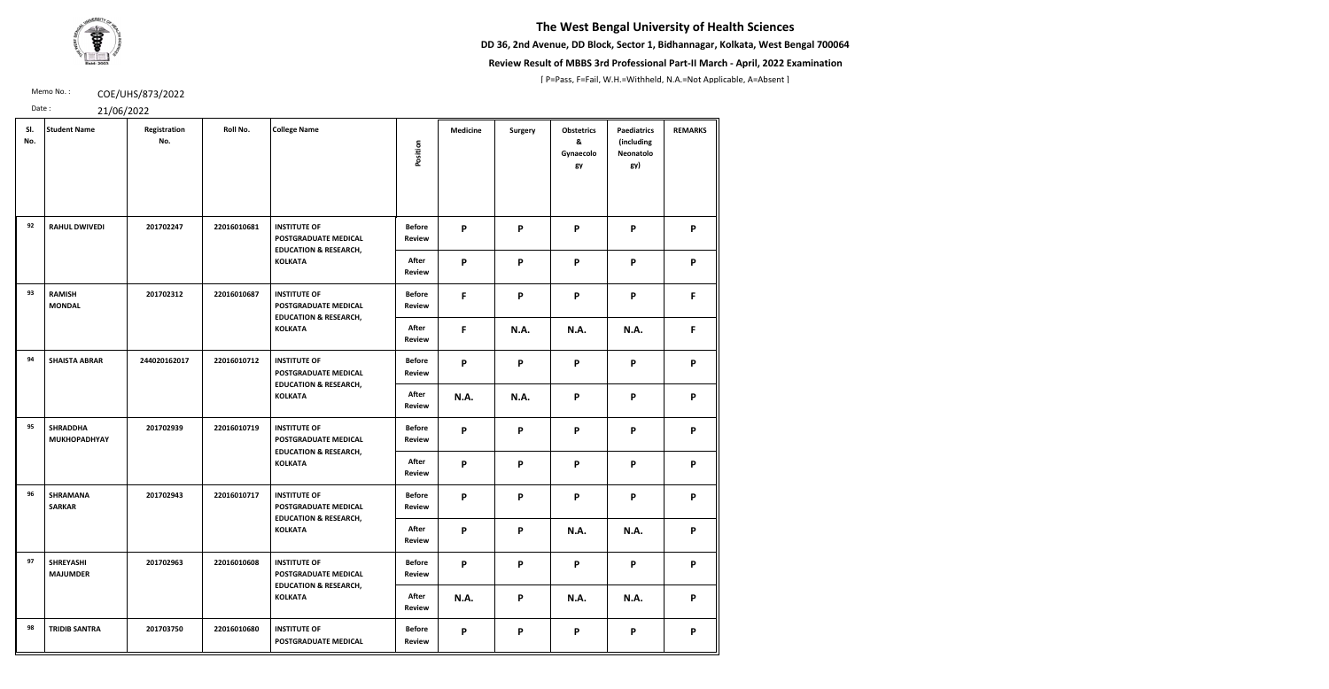# The West Bengal University of Health Sciences

**DD 36, 2nd Avenue, DD Block, Sector 1, Bidhannagar, Kolkata, West Bengal 700064**

**Review Result of MBBS 3rd Professional Part-II March - April, 2022 Examination**

[ P=Pass, F=Fail, W.H.=Withheld, N.A.=Not Applicable, A=Absent ]

Memo No. : COE/UHS/873/2022

Date : 21/06/2022

| Sl. No. | Student Name | Registration No. | Roll No. | College Name | Position | Medicine | Surgery | Obstetrics & Gynaecology | Paediatrics (including Neonatology) | REMARKS |
|---|---|---|---|---|---|---|---|---|---|---|
| 92 | RAHUL DWIVEDI | 201702247 | 22016010681 | INSTITUTE OF POSTGRADUATE MEDICAL EDUCATION & RESEARCH, KOLKATA | Before Review | P | P | P | P | P |
| | | | | | After Review | P | P | P | P | P |
| 93 | RAMISH MONDAL | 201702312 | 22016010687 | INSTITUTE OF POSTGRADUATE MEDICAL EDUCATION & RESEARCH, KOLKATA | Before Review | F | P | P | P | F |
| | | | | | After Review | F | N.A. | N.A. | N.A. | F |
| 94 | SHAISTA ABRAR | 244020162017 | 22016010712 | INSTITUTE OF POSTGRADUATE MEDICAL EDUCATION & RESEARCH, KOLKATA | Before Review | P | P | P | P | P |
| | | | | | After Review | N.A. | N.A. | P | P | P |
| 95 | SHRADDHA MUKHOPADHYAY | 201702939 | 22016010719 | INSTITUTE OF POSTGRADUATE MEDICAL EDUCATION & RESEARCH, KOLKATA | Before Review | P | P | P | P | P |
| | | | | | After Review | P | P | P | P | P |
| 96 | SHRAMANA SARKAR | 201702943 | 22016010717 | INSTITUTE OF POSTGRADUATE MEDICAL EDUCATION & RESEARCH, KOLKATA | Before Review | P | P | P | P | P |
| | | | | | After Review | P | P | N.A. | N.A. | P |
| 97 | SHREYASHI MAJUMDER | 201702963 | 22016010608 | INSTITUTE OF POSTGRADUATE MEDICAL EDUCATION & RESEARCH, KOLKATA | Before Review | P | P | P | P | P |
| | | | | | After Review | N.A. | P | N.A. | N.A. | P |
| 98 | TRIDIB SANTRA | 201703750 | 22016010680 | INSTITUTE OF POSTGRADUATE MEDICAL | Before Review | P | P | P | P | P |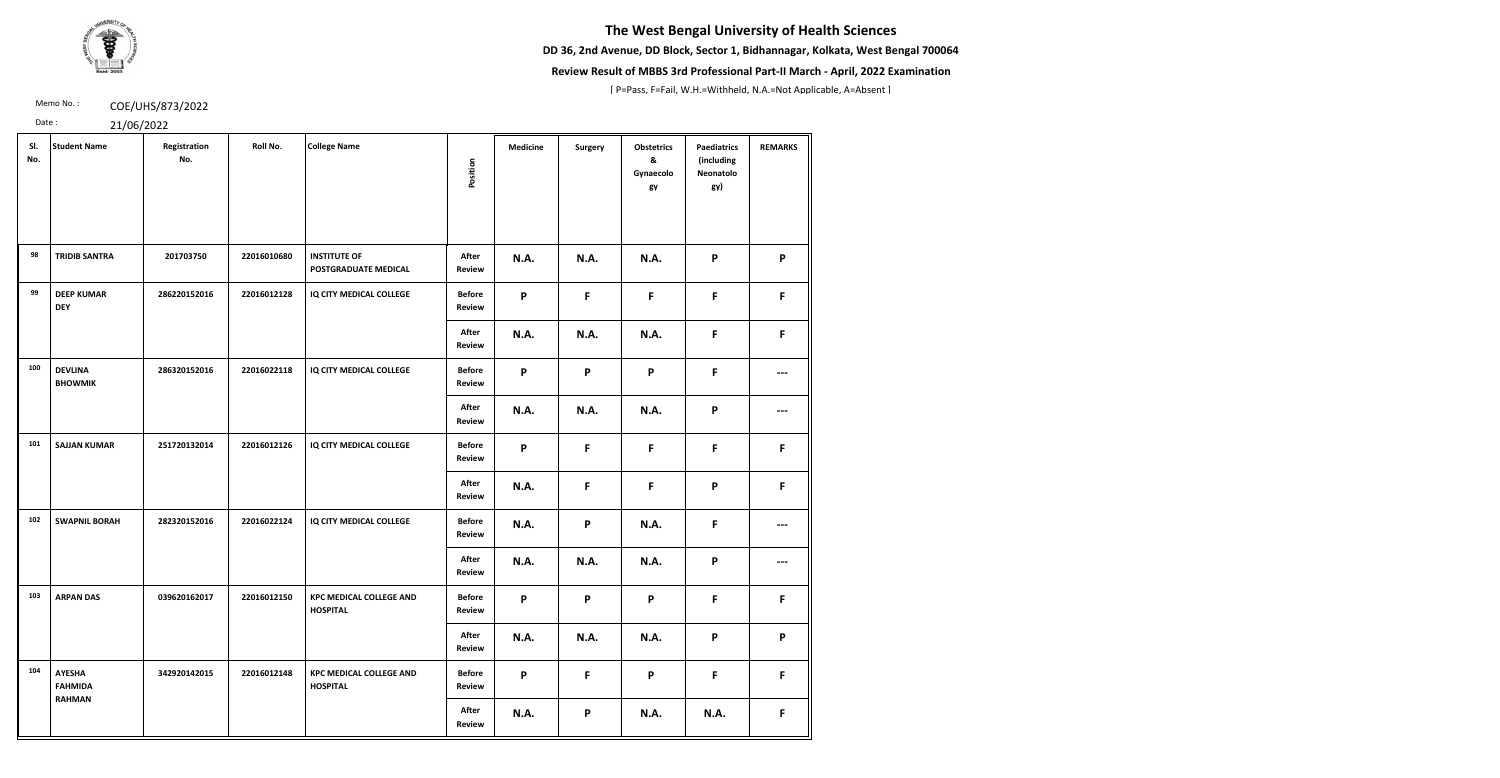# The West Bengal University of Health Sciences

**DD 36, 2nd Avenue, DD Block, Sector 1, Bidhannagar, Kolkata, West Bengal 700064**

**Review Result of MBBS 3rd Professional Part-II March - April, 2022 Examination**

[ P=Pass, F=Fail, W.H.=Withheld, N.A.=Not Applicable, A=Absent ]

Memo No. : COE/UHS/873/2022

Date : 21/06/2022

| Sl. No. | Student Name | Registration No. | Roll No. | College Name | Position | Medicine | Surgery | Obstetrics & Gynaecology | Paediatrics (including Neonatology) | REMARKS |
|---|---|---|---|---|---|---|---|---|---|---|
| 98 | TRIDIB SANTRA | 201703750 | 22016010680 | INSTITUTE OF POSTGRADUATE MEDICAL | After Review | N.A. | N.A. | N.A. | P | P |
| 99 | DEEP KUMAR DEY | 286220152016 | 22016012128 | IQ CITY MEDICAL COLLEGE | Before Review | P | F | F | F | F |
| | | | | | After Review | N.A. | N.A. | N.A. | F | F |
| 100 | DEVLINA BHOWMIK | 286320152016 | 22016022118 | IQ CITY MEDICAL COLLEGE | Before Review | P | P | P | F | --- |
| | | | | | After Review | N.A. | N.A. | N.A. | P | --- |
| 101 | SAJJAN KUMAR | 251720132014 | 22016012126 | IQ CITY MEDICAL COLLEGE | Before Review | P | F | F | F | F |
| | | | | | After Review | N.A. | F | F | P | F |
| 102 | SWAPNIL BORAH | 282320152016 | 22016022124 | IQ CITY MEDICAL COLLEGE | Before Review | N.A. | P | N.A. | F | --- |
| | | | | | After Review | N.A. | N.A. | N.A. | P | --- |
| 103 | ARPAN DAS | 039620162017 | 22016012150 | KPC MEDICAL COLLEGE AND HOSPITAL | Before Review | P | P | P | F | F |
| | | | | | After Review | N.A. | N.A. | N.A. | P | P |
| 104 | AYESHA FAHMIDA RAHMAN | 342920142015 | 22016012148 | KPC MEDICAL COLLEGE AND HOSPITAL | Before Review | P | F | P | F | F |
| | | | | | After Review | N.A. | P | N.A. | N.A. | F |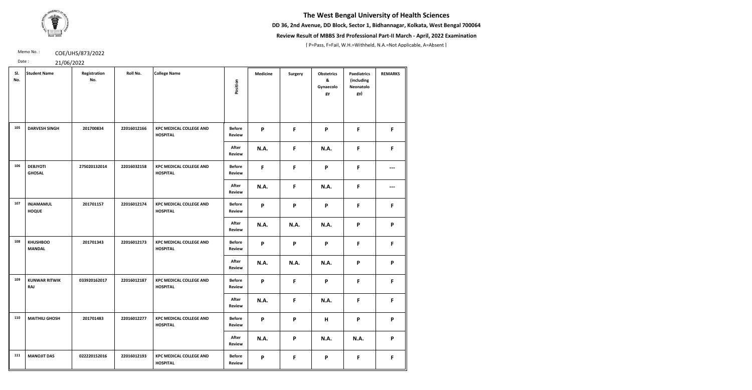# The West Bengal University of Health Sciences

**DD 36, 2nd Avenue, DD Block, Sector 1, Bidhannagar, Kolkata, West Bengal 700064**

**Review Result of MBBS 3rd Professional Part-II March - April, 2022 Examination**

[ P=Pass, F=Fail, W.H.=Withheld, N.A.=Not Applicable, A=Absent ]

Memo No. : COE/UHS/873/2022

Date : 21/06/2022

| Sl. No. | Student Name | Registration No. | Roll No. | College Name | Position | Medicine | Surgery | Obstetrics & Gynaecology | Paediatrics (including Neonatology) | REMARKS |
|---|---|---|---|---|---|---|---|---|---|---|
| 105 | DARVESH SINGH | 201700834 | 22016012166 | KPC MEDICAL COLLEGE AND HOSPITAL | Before Review | P | F | P | F | F |
| | | | | | After Review | N.A. | F | N.A. | F | F |
| 106 | DEBJYOTI GHOSAL | 275020132014 | 22016032158 | KPC MEDICAL COLLEGE AND HOSPITAL | Before Review | F | F | P | F | --- |
| | | | | | After Review | N.A. | F | N.A. | F | --- |
| 107 | INJAMAMUL HOQUE | 201701157 | 22016012174 | KPC MEDICAL COLLEGE AND HOSPITAL | Before Review | P | P | P | F | F |
| | | | | | After Review | N.A. | N.A. | N.A. | P | P |
| 108 | KHUSHBOO MANDAL | 201701343 | 22016012173 | KPC MEDICAL COLLEGE AND HOSPITAL | Before Review | P | P | P | F | F |
| | | | | | After Review | N.A. | N.A. | N.A. | P | P |
| 109 | KUNWAR RITWIK RAJ | 033920162017 | 22016012187 | KPC MEDICAL COLLEGE AND HOSPITAL | Before Review | P | F | P | F | F |
| | | | | | After Review | N.A. | F | N.A. | F | F |
| 110 | MAITHILI GHOSH | 201701483 | 22016012277 | KPC MEDICAL COLLEGE AND HOSPITAL | Before Review | P | P | H | P | P |
| | | | | | After Review | N.A. | P | N.A. | N.A. | P |
| 111 | MANOJIT DAS | 022220152016 | 22016012193 | KPC MEDICAL COLLEGE AND HOSPITAL | Before Review | P | F | P | F | F |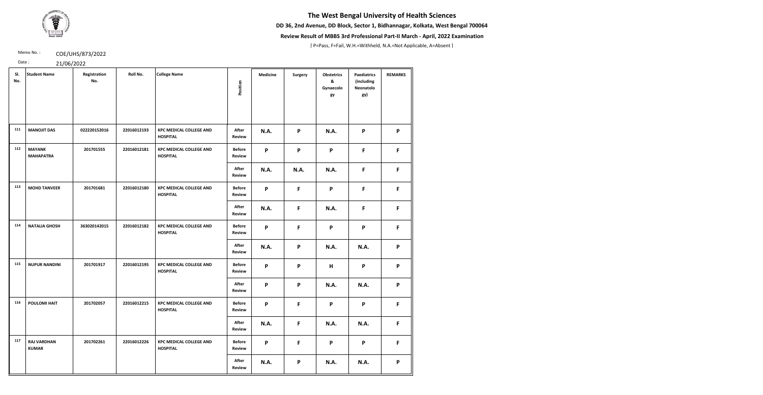# The West Bengal University of Health Sciences

**DD 36, 2nd Avenue, DD Block, Sector 1, Bidhannagar, Kolkata, West Bengal 700064**

**Review Result of MBBS 3rd Professional Part-II March - April, 2022 Examination**

[ P=Pass, F=Fail, W.H.=Withheld, N.A.=Not Applicable, A=Absent ]

Memo No. : COE/UHS/873/2022

Date : 21/06/2022

| Sl. No. | Student Name | Registration No. | Roll No. | College Name | Position | Medicine | Surgery | Obstetrics & Gynaecology | Paediatrics (including Neonatology) | REMARKS |
|---|---|---|---|---|---|---|---|---|---|---|
| 111 | MANOJIT DAS | 022220152016 | 22016012193 | KPC MEDICAL COLLEGE AND HOSPITAL | After Review | N.A. | P | N.A. | P | P |
| 112 | MAYANK MAHAPATRA | 201701555 | 22016012181 | KPC MEDICAL COLLEGE AND HOSPITAL | Before Review | P | P | P | F | F |
| | | | | | After Review | N.A. | N.A. | N.A. | F | F |
| 113 | MOHD TANVEER | 201701681 | 22016012180 | KPC MEDICAL COLLEGE AND HOSPITAL | Before Review | P | F | P | F | F |
| | | | | | After Review | N.A. | F | N.A. | F | F |
| 114 | NATALIA GHOSH | 363020142015 | 22016012182 | KPC MEDICAL COLLEGE AND HOSPITAL | Before Review | P | F | P | P | F |
| | | | | | After Review | N.A. | P | N.A. | N.A. | P |
| 115 | NUPUR NANDINI | 201701917 | 22016012195 | KPC MEDICAL COLLEGE AND HOSPITAL | Before Review | P | P | H | P | P |
| | | | | | After Review | P | P | N.A. | N.A. | P |
| 116 | POULOMI HAIT | 201702057 | 22016012215 | KPC MEDICAL COLLEGE AND HOSPITAL | Before Review | P | F | P | P | F |
| | | | | | After Review | N.A. | F | N.A. | N.A. | F |
| 117 | RAJ VARDHAN KUMAR | 201702261 | 22016012226 | KPC MEDICAL COLLEGE AND HOSPITAL | Before Review | P | F | P | P | F |
| | | | | | After Review | N.A. | P | N.A. | N.A. | P |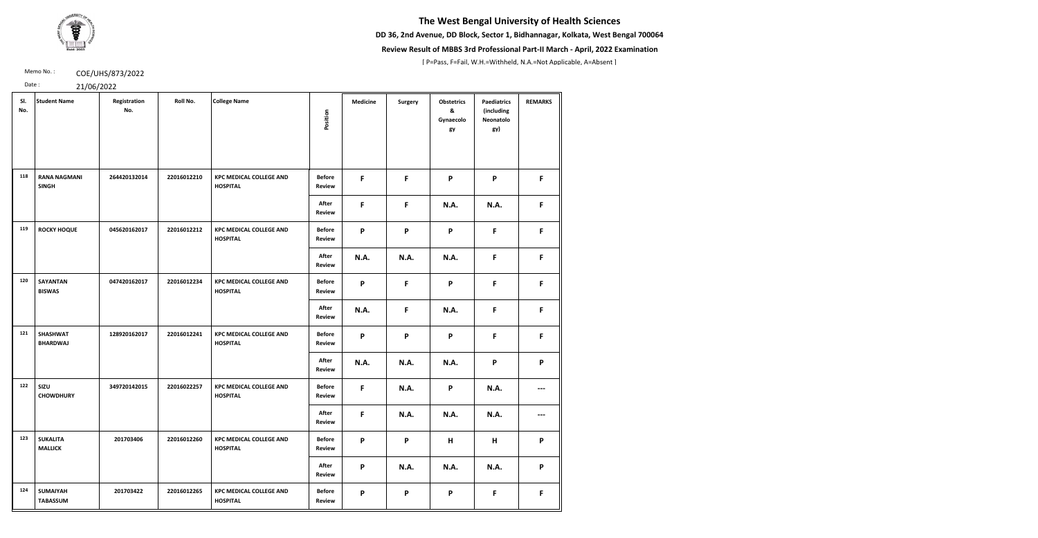# The West Bengal University of Health Sciences

**DD 36, 2nd Avenue, DD Block, Sector 1, Bidhannagar, Kolkata, West Bengal 700064**

**Review Result of MBBS 3rd Professional Part-II March - April, 2022 Examination**

[ P=Pass, F=Fail, W.H.=Withheld, N.A.=Not Applicable, A=Absent ]

Memo No. : COE/UHS/873/2022

Date : 21/06/2022

| Sl. No. | Student Name | Registration No. | Roll No. | College Name | Position | Medicine | Surgery | Obstetrics & Gynaecology | Paediatrics (including Neonatology) | REMARKS |
|---|---|---|---|---|---|---|---|---|---|---|
| 118 | RANA NAGMANI SINGH | 264420132014 | 22016012210 | KPC MEDICAL COLLEGE AND HOSPITAL | Before Review | F | F | P | P | F |
| | | | | | After Review | F | F | N.A. | N.A. | F |
| 119 | ROCKY HOQUE | 045620162017 | 22016012212 | KPC MEDICAL COLLEGE AND HOSPITAL | Before Review | P | P | P | F | F |
| | | | | | After Review | N.A. | N.A. | N.A. | F | F |
| 120 | SAYANTAN BISWAS | 047420162017 | 22016012234 | KPC MEDICAL COLLEGE AND HOSPITAL | Before Review | P | F | P | F | F |
| | | | | | After Review | N.A. | F | N.A. | F | F |
| 121 | SHASHWAT BHARDWAJ | 128920162017 | 22016012241 | KPC MEDICAL COLLEGE AND HOSPITAL | Before Review | P | P | P | F | F |
| | | | | | After Review | N.A. | N.A. | N.A. | P | P |
| 122 | SIZU CHOWDHURY | 349720142015 | 22016022257 | KPC MEDICAL COLLEGE AND HOSPITAL | Before Review | F | N.A. | P | N.A. | --- |
| | | | | | After Review | F | N.A. | N.A. | N.A. | --- |
| 123 | SUKALITA MALLICK | 201703406 | 22016012260 | KPC MEDICAL COLLEGE AND HOSPITAL | Before Review | P | P | H | H | P |
| | | | | | After Review | P | N.A. | N.A. | N.A. | P |
| 124 | SUMAIYAH TABASSUM | 201703422 | 22016012265 | KPC MEDICAL COLLEGE AND HOSPITAL | Before Review | P | P | P | F | F |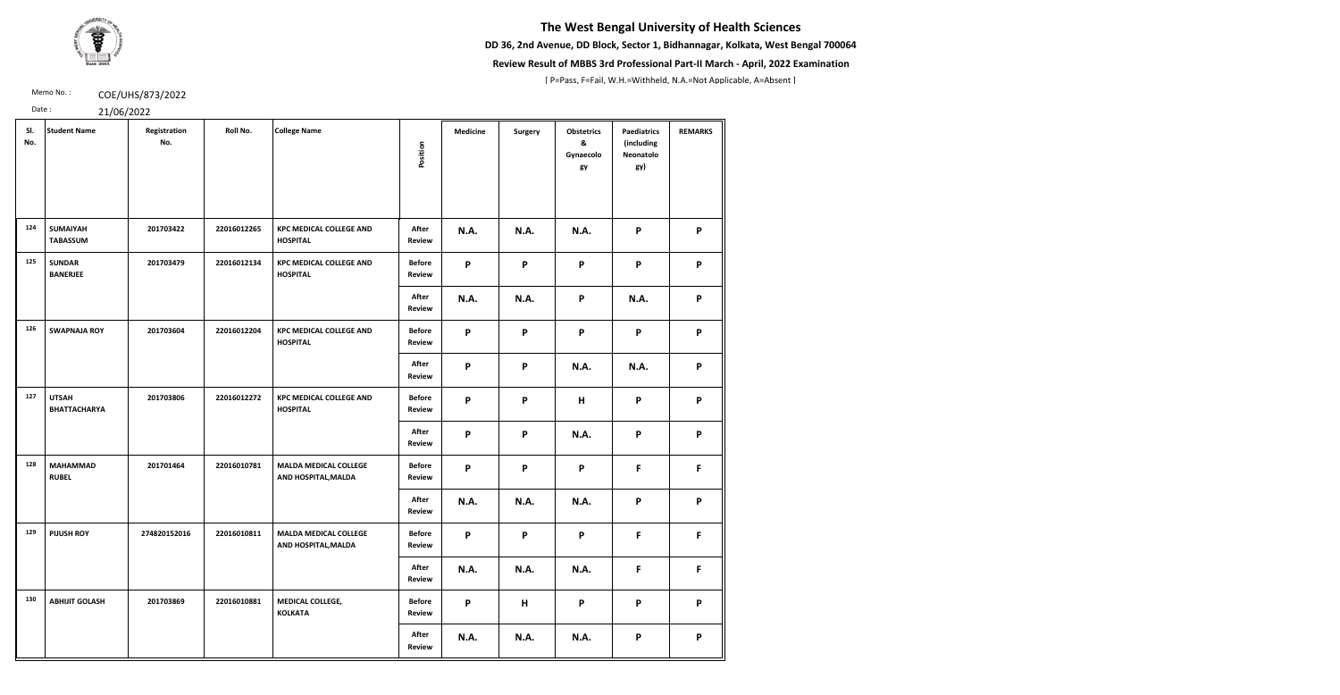# The West Bengal University of Health Sciences

**DD 36, 2nd Avenue, DD Block, Sector 1, Bidhannagar, Kolkata, West Bengal 700064**

**Review Result of MBBS 3rd Professional Part-II March - April, 2022 Examination**

[ P=Pass, F=Fail, W.H.=Withheld, N.A.=Not Applicable, A=Absent ]

Memo No. : COE/UHS/873/2022

Date : 21/06/2022

| Sl. No. | Student Name | Registration No. | Roll No. | College Name | Position | Medicine | Surgery | Obstetrics & Gynaecology | Paediatrics (including Neonatology) | REMARKS |
|---|---|---|---|---|---|---|---|---|---|---|
| 124 | SUMAIYAH TABASSUM | 201703422 | 22016012265 | KPC MEDICAL COLLEGE AND HOSPITAL | After Review | N.A. | N.A. | N.A. | P | P |
| 125 | SUNDAR BANERJEE | 201703479 | 22016012134 | KPC MEDICAL COLLEGE AND HOSPITAL | Before Review | P | P | P | P | P |
| | | | | | After Review | N.A. | N.A. | P | N.A. | P |
| 126 | SWAPNAJA ROY | 201703604 | 22016012204 | KPC MEDICAL COLLEGE AND HOSPITAL | Before Review | P | P | P | P | P |
| | | | | | After Review | P | P | N.A. | N.A. | P |
| 127 | UTSAH BHATTACHARYA | 201703806 | 22016012272 | KPC MEDICAL COLLEGE AND HOSPITAL | Before Review | P | P | H | P | P |
| | | | | | After Review | P | P | N.A. | P | P |
| 128 | MAHAMMAD RUBEL | 201701464 | 22016010781 | MALDA MEDICAL COLLEGE AND HOSPITAL,MALDA | Before Review | P | P | P | F | F |
| | | | | | After Review | N.A. | N.A. | N.A. | P | P |
| 129 | PIJUSH ROY | 274820152016 | 22016010811 | MALDA MEDICAL COLLEGE AND HOSPITAL,MALDA | Before Review | P | P | P | F | F |
| | | | | | After Review | N.A. | N.A. | N.A. | F | F |
| 130 | ABHIJIT GOLASH | 201703869 | 22016010881 | MEDICAL COLLEGE, KOLKATA | Before Review | P | H | P | P | P |
| | | | | | After Review | N.A. | N.A. | N.A. | P | P |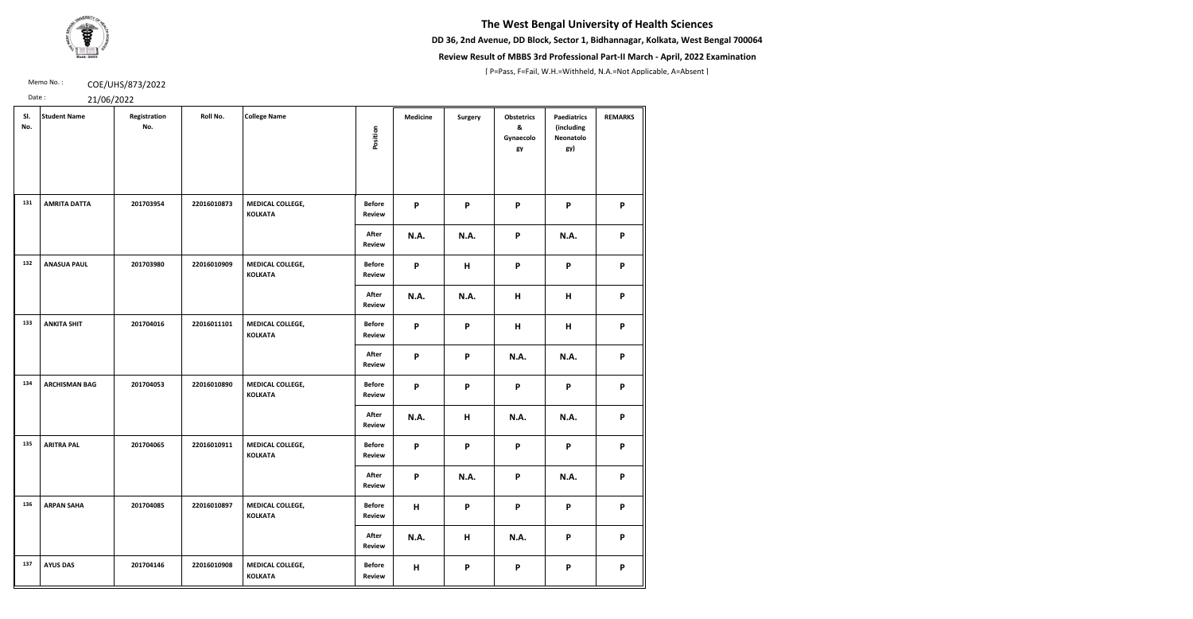# The West Bengal University of Health Sciences

**DD 36, 2nd Avenue, DD Block, Sector 1, Bidhannagar, Kolkata, West Bengal 700064**

**Review Result of MBBS 3rd Professional Part-II March - April, 2022 Examination**

[ P=Pass, F=Fail, W.H.=Withheld, N.A.=Not Applicable, A=Absent ]

Memo No. : COE/UHS/873/2022

Date : 21/06/2022

| Sl. No. | Student Name | Registration No. | Roll No. | College Name | Position | Medicine | Surgery | Obstetrics & Gynaecology | Paediatrics (including Neonatology) | REMARKS |
|---|---|---|---|---|---|---|---|---|---|---|
| 131 | AMRITA DATTA | 201703954 | 22016010873 | MEDICAL COLLEGE, KOLKATA | Before Review | P | P | P | P | P |
| | | | | | After Review | N.A. | N.A. | P | N.A. | P |
| 132 | ANASUA PAUL | 201703980 | 22016010909 | MEDICAL COLLEGE, KOLKATA | Before Review | P | H | P | P | P |
| | | | | | After Review | N.A. | N.A. | H | H | P |
| 133 | ANKITA SHIT | 201704016 | 22016011101 | MEDICAL COLLEGE, KOLKATA | Before Review | P | P | H | H | P |
| | | | | | After Review | P | P | N.A. | N.A. | P |
| 134 | ARCHISMAN BAG | 201704053 | 22016010890 | MEDICAL COLLEGE, KOLKATA | Before Review | P | P | P | P | P |
| | | | | | After Review | N.A. | H | N.A. | N.A. | P |
| 135 | ARITRA PAL | 201704065 | 22016010911 | MEDICAL COLLEGE, KOLKATA | Before Review | P | P | P | P | P |
| | | | | | After Review | P | N.A. | P | N.A. | P |
| 136 | ARPAN SAHA | 201704085 | 22016010897 | MEDICAL COLLEGE, KOLKATA | Before Review | H | P | P | P | P |
| | | | | | After Review | N.A. | H | N.A. | P | P |
| 137 | AYUS DAS | 201704146 | 22016010908 | MEDICAL COLLEGE, KOLKATA | Before Review | H | P | P | P | P |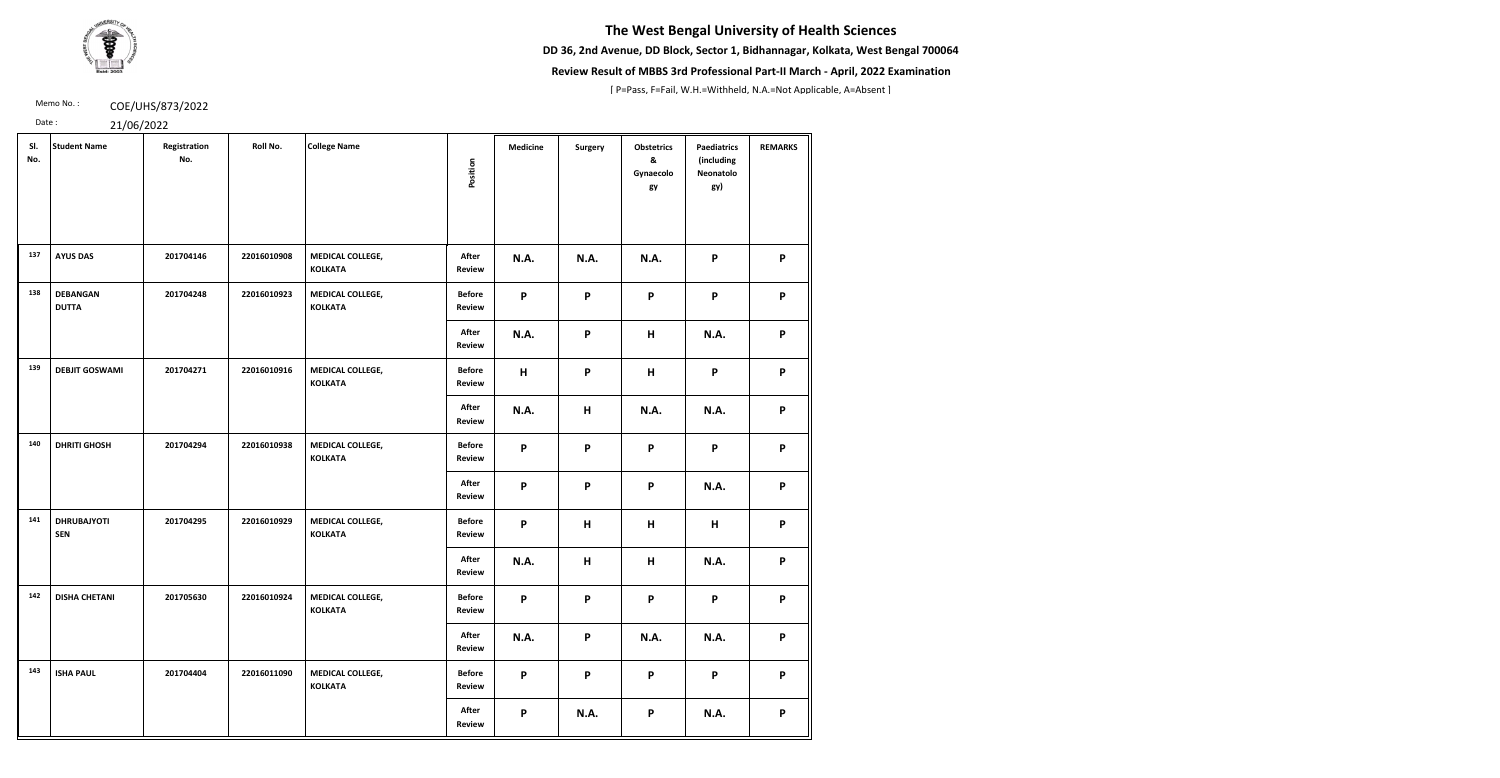# The West Bengal University of Health Sciences

**DD 36, 2nd Avenue, DD Block, Sector 1, Bidhannagar, Kolkata, West Bengal 700064**

**Review Result of MBBS 3rd Professional Part-II March - April, 2022 Examination**

[ P=Pass, F=Fail, W.H.=Withheld, N.A.=Not Applicable, A=Absent ]

Memo No. : COE/UHS/873/2022

Date : 21/06/2022

| Sl. No. | Student Name | Registration No. | Roll No. | College Name | Position | Medicine | Surgery | Obstetrics & Gynaecology | Paediatrics (including Neonatology) | REMARKS |
|---|---|---|---|---|---|---|---|---|---|---|
| 137 | AYUS DAS | 201704146 | 22016010908 | MEDICAL COLLEGE, KOLKATA | After Review | N.A. | N.A. | N.A. | P | P |
| 138 | DEBANGAN DUTTA | 201704248 | 22016010923 | MEDICAL COLLEGE, KOLKATA | Before Review | P | P | P | P | P |
| | | | | | After Review | N.A. | P | H | N.A. | P |
| 139 | DEBJIT GOSWAMI | 201704271 | 22016010916 | MEDICAL COLLEGE, KOLKATA | Before Review | H | P | H | P | P |
| | | | | | After Review | N.A. | H | N.A. | N.A. | P |
| 140 | DHRITI GHOSH | 201704294 | 22016010938 | MEDICAL COLLEGE, KOLKATA | Before Review | P | P | P | P | P |
| | | | | | After Review | P | P | P | N.A. | P |
| 141 | DHRUBAJYOTI SEN | 201704295 | 22016010929 | MEDICAL COLLEGE, KOLKATA | Before Review | P | H | H | H | P |
| | | | | | After Review | N.A. | H | H | N.A. | P |
| 142 | DISHA CHETANI | 201705630 | 22016010924 | MEDICAL COLLEGE, KOLKATA | Before Review | P | P | P | P | P |
| | | | | | After Review | N.A. | P | N.A. | N.A. | P |
| 143 | ISHA PAUL | 201704404 | 22016011090 | MEDICAL COLLEGE, KOLKATA | Before Review | P | P | P | P | P |
| | | | | | After Review | P | N.A. | P | N.A. | P |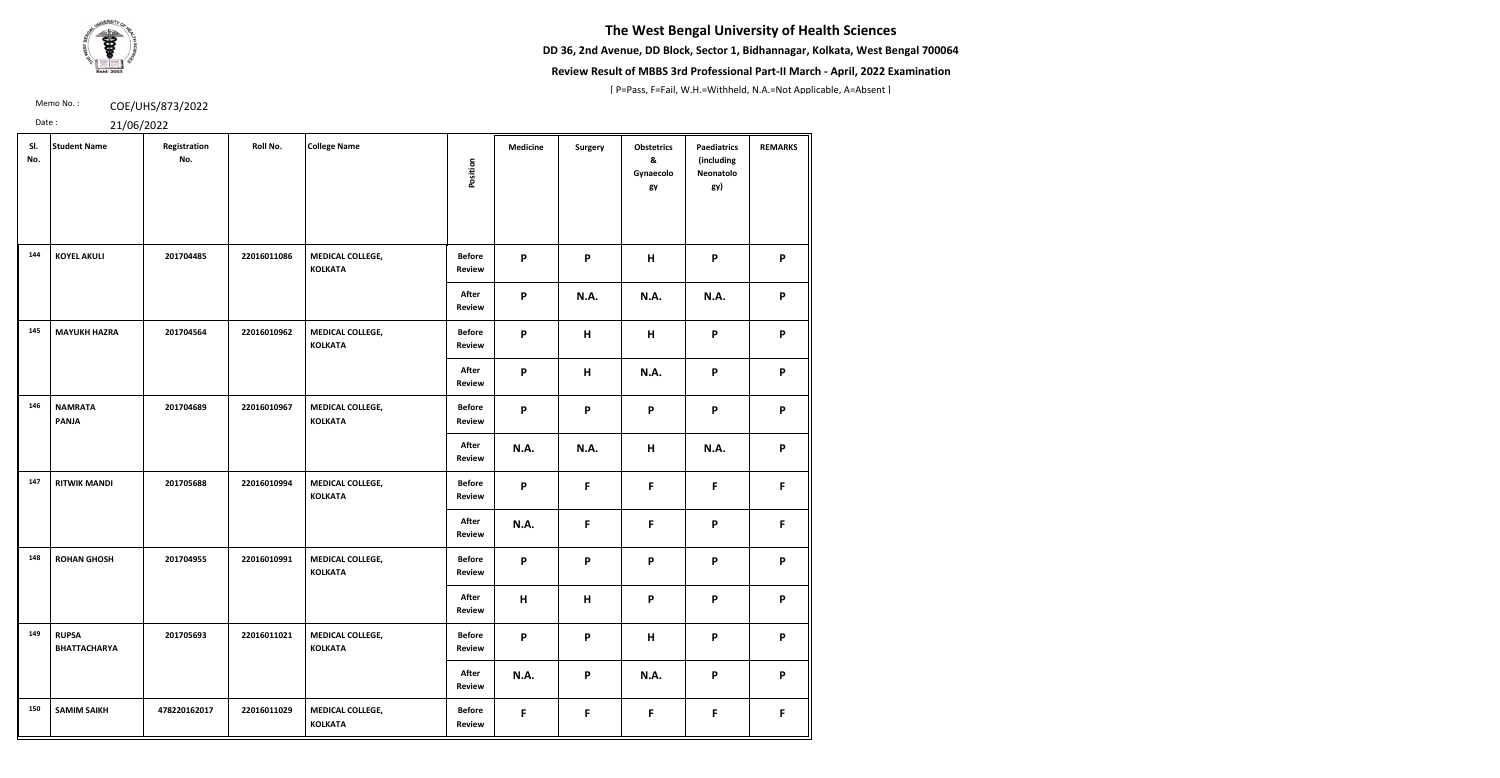# The West Bengal University of Health Sciences

**DD 36, 2nd Avenue, DD Block, Sector 1, Bidhannagar, Kolkata, West Bengal 700064**

**Review Result of MBBS 3rd Professional Part-II March - April, 2022 Examination**

[ P=Pass, F=Fail, W.H.=Withheld, N.A.=Not Applicable, A=Absent ]

Memo No. : COE/UHS/873/2022

Date : 21/06/2022

| Sl. No. | Student Name | Registration No. | Roll No. | College Name | Position | Medicine | Surgery | Obstetrics & Gynaecology | Paediatrics (including Neonatology) | REMARKS |
|---|---|---|---|---|---|---|---|---|---|---|
| 144 | KOYEL AKULI | 201704485 | 22016011086 | MEDICAL COLLEGE, KOLKATA | Before Review | P | P | H | P | P |
| | | | | | After Review | P | N.A. | N.A. | N.A. | P |
| 145 | MAYUKH HAZRA | 201704564 | 22016010962 | MEDICAL COLLEGE, KOLKATA | Before Review | P | H | H | P | P |
| | | | | | After Review | P | H | N.A. | P | P |
| 146 | NAMRATA PANJA | 201704689 | 22016010967 | MEDICAL COLLEGE, KOLKATA | Before Review | P | P | P | P | P |
| | | | | | After Review | N.A. | N.A. | H | N.A. | P |
| 147 | RITWIK MANDI | 201705688 | 22016010994 | MEDICAL COLLEGE, KOLKATA | Before Review | P | F | F | F | F |
| | | | | | After Review | N.A. | F | F | P | F |
| 148 | ROHAN GHOSH | 201704955 | 22016010991 | MEDICAL COLLEGE, KOLKATA | Before Review | P | P | P | P | P |
| | | | | | After Review | H | H | P | P | P |
| 149 | RUPSA BHATTACHARYA | 201705693 | 22016011021 | MEDICAL COLLEGE, KOLKATA | Before Review | P | P | H | P | P |
| | | | | | After Review | N.A. | P | N.A. | P | P |
| 150 | SAMIM SAIKH | 478220162017 | 22016011029 | MEDICAL COLLEGE, KOLKATA | Before Review | F | F | F | F | F |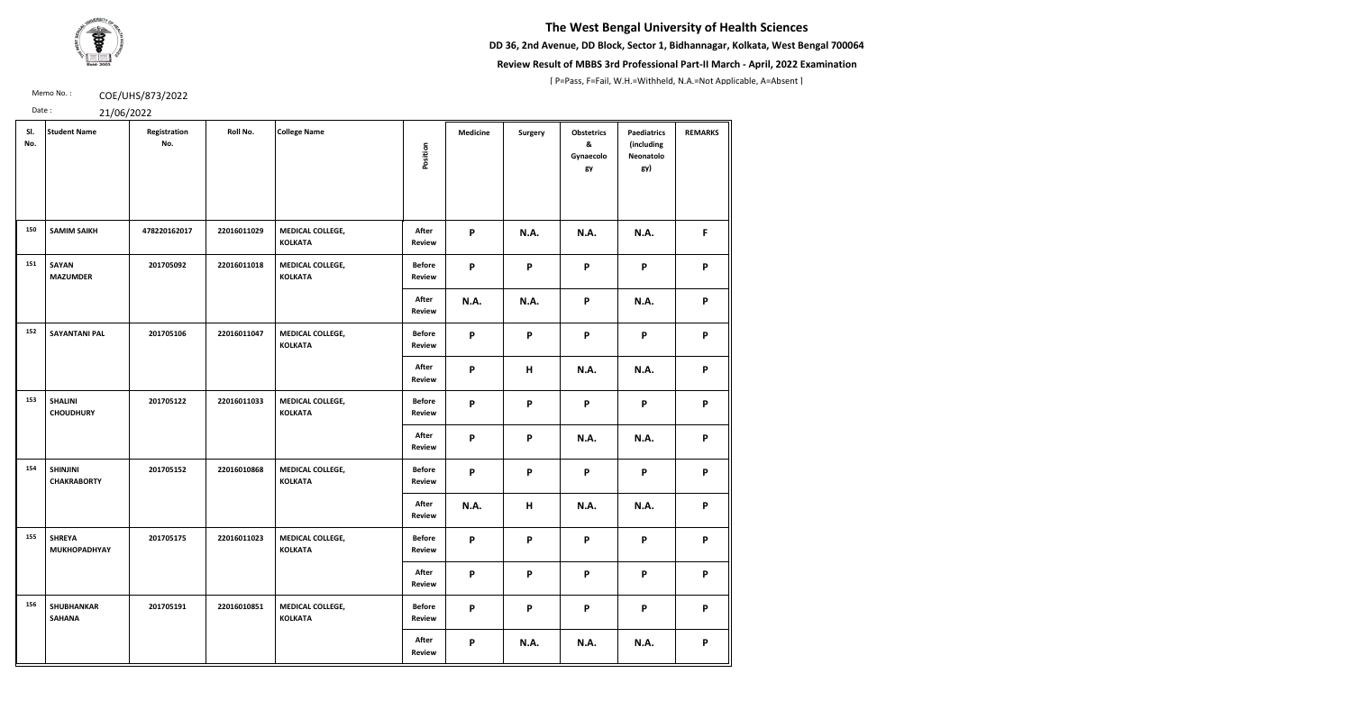# The West Bengal University of Health Sciences

**DD 36, 2nd Avenue, DD Block, Sector 1, Bidhannagar, Kolkata, West Bengal 700064**

**Review Result of MBBS 3rd Professional Part-II March - April, 2022 Examination**

[ P=Pass, F=Fail, W.H.=Withheld, N.A.=Not Applicable, A=Absent ]

Memo No. : COE/UHS/873/2022

Date : 21/06/2022

| Sl. No. | Student Name | Registration No. | Roll No. | College Name | Position | Medicine | Surgery | Obstetrics & Gynaecolo gy | Paediatrics (including Neonatolo gy) | REMARKS |
|---|---|---|---|---|---|---|---|---|---|---|
| 150 | SAMIM SAIKH | 478220162017 | 22016011029 | MEDICAL COLLEGE, KOLKATA | After Review | P | N.A. | N.A. | N.A. | F |
| 151 | SAYAN MAZUMDER | 201705092 | 22016011018 | MEDICAL COLLEGE, KOLKATA | Before Review | P | P | P | P | P |
| | | | | | After Review | N.A. | N.A. | P | N.A. | P |
| 152 | SAYANTANI PAL | 201705106 | 22016011047 | MEDICAL COLLEGE, KOLKATA | Before Review | P | P | P | P | P |
| | | | | | After Review | P | H | N.A. | N.A. | P |
| 153 | SHALINI CHOUDHURY | 201705122 | 22016011033 | MEDICAL COLLEGE, KOLKATA | Before Review | P | P | P | P | P |
| | | | | | After Review | P | P | N.A. | N.A. | P |
| 154 | SHINJINI CHAKRABORTY | 201705152 | 22016010868 | MEDICAL COLLEGE, KOLKATA | Before Review | P | P | P | P | P |
| | | | | | After Review | N.A. | H | N.A. | N.A. | P |
| 155 | SHREYA MUKHOPADHYAY | 201705175 | 22016011023 | MEDICAL COLLEGE, KOLKATA | Before Review | P | P | P | P | P |
| | | | | | After Review | P | P | P | P | P |
| 156 | SHUBHANKAR SAHANA | 201705191 | 22016010851 | MEDICAL COLLEGE, KOLKATA | Before Review | P | P | P | P | P |
| | | | | | After Review | P | N.A. | N.A. | N.A. | P |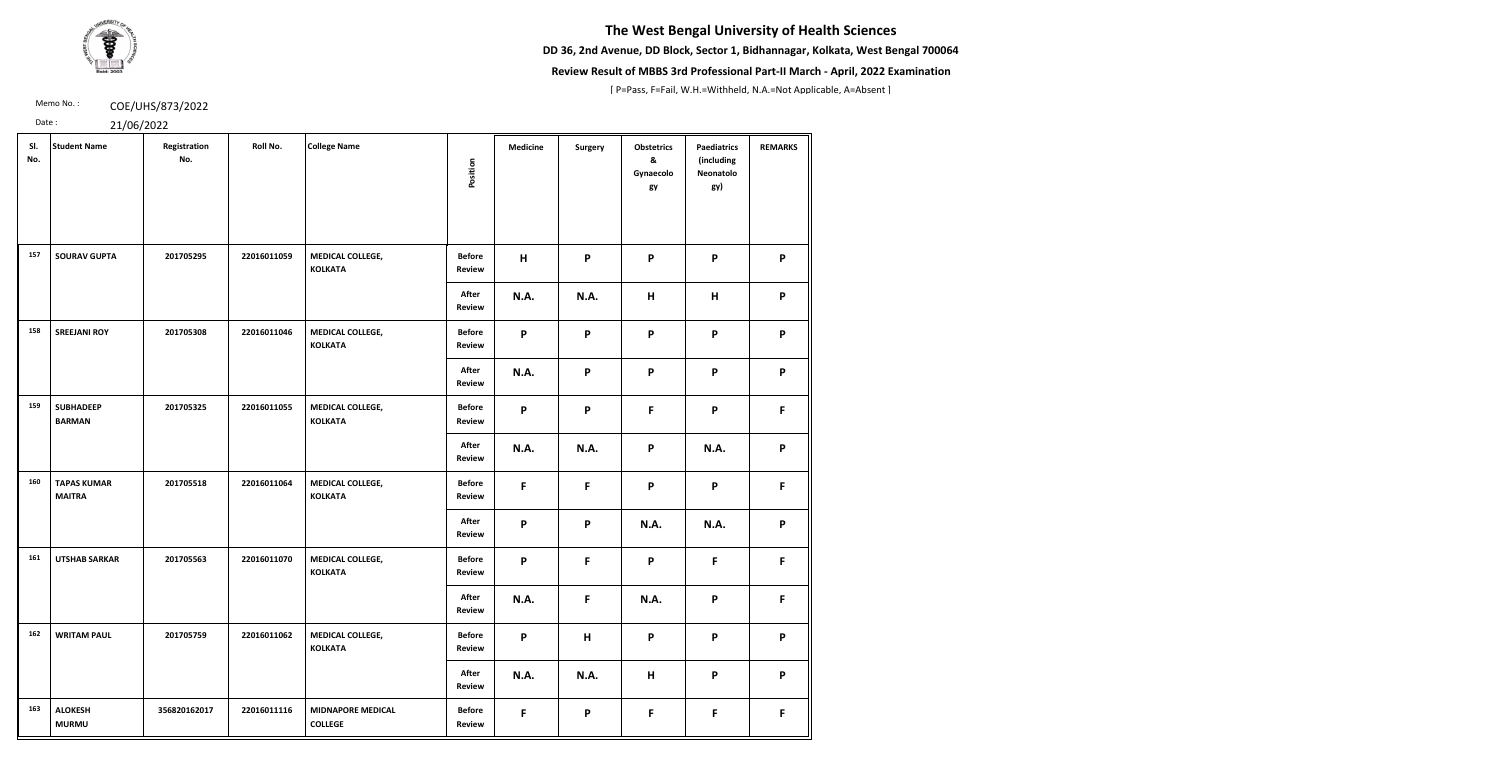# The West Bengal University of Health Sciences

**DD 36, 2nd Avenue, DD Block, Sector 1, Bidhannagar, Kolkata, West Bengal 700064**

**Review Result of MBBS 3rd Professional Part-II March - April, 2022 Examination**

[ P=Pass, F=Fail, W.H.=Withheld, N.A.=Not Applicable, A=Absent ]

Memo No. : COE/UHS/873/2022

Date : 21/06/2022

| Sl. No. | Student Name | Registration No. | Roll No. | College Name | Position | Medicine | Surgery | Obstetrics & Gynaecology | Paediatrics (including Neonatology) | REMARKS |
|---|---|---|---|---|---|---|---|---|---|---|
| 157 | SOURAV GUPTA | 201705295 | 22016011059 | MEDICAL COLLEGE, KOLKATA | Before Review | H | P | P | P | P |
| | | | | | After Review | N.A. | N.A. | H | H | P |
| 158 | SREEJANI ROY | 201705308 | 22016011046 | MEDICAL COLLEGE, KOLKATA | Before Review | P | P | P | P | P |
| | | | | | After Review | N.A. | P | P | P | P |
| 159 | SUBHADEEP BARMAN | 201705325 | 22016011055 | MEDICAL COLLEGE, KOLKATA | Before Review | P | P | F | P | F |
| | | | | | After Review | N.A. | N.A. | P | N.A. | P |
| 160 | TAPAS KUMAR MAITRA | 201705518 | 22016011064 | MEDICAL COLLEGE, KOLKATA | Before Review | F | F | P | P | F |
| | | | | | After Review | P | P | N.A. | N.A. | P |
| 161 | UTSHAB SARKAR | 201705563 | 22016011070 | MEDICAL COLLEGE, KOLKATA | Before Review | P | F | P | F | F |
| | | | | | After Review | N.A. | F | N.A. | P | F |
| 162 | WRITAM PAUL | 201705759 | 22016011062 | MEDICAL COLLEGE, KOLKATA | Before Review | P | H | P | P | P |
| | | | | | After Review | N.A. | N.A. | H | P | P |
| 163 | ALOKESH MURMU | 356820162017 | 22016011116 | MIDNAPORE MEDICAL COLLEGE | Before Review | F | P | F | F | F |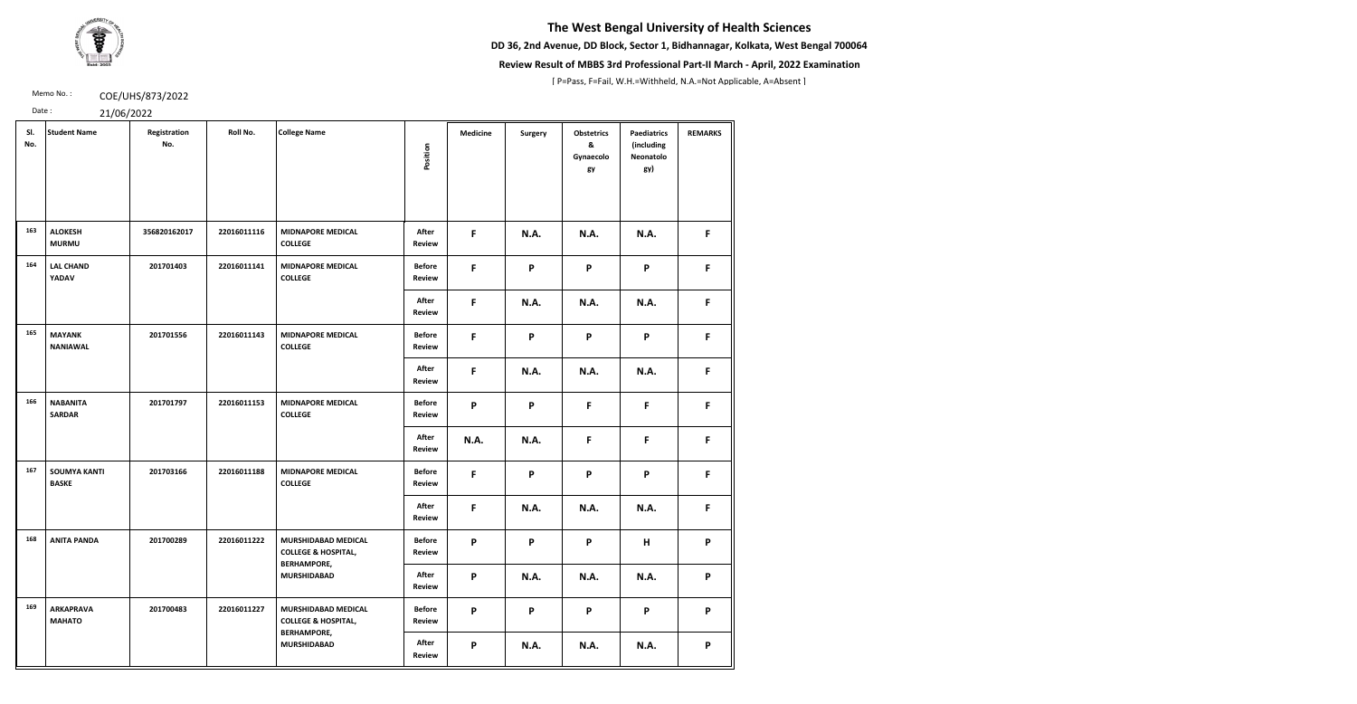# The West Bengal University of Health Sciences

**DD 36, 2nd Avenue, DD Block, Sector 1, Bidhannagar, Kolkata, West Bengal 700064**

**Review Result of MBBS 3rd Professional Part-II March - April, 2022 Examination**

[ P=Pass, F=Fail, W.H.=Withheld, N.A.=Not Applicable, A=Absent ]

Memo No. : COE/UHS/873/2022

Date : 21/06/2022

| Sl. No. | Student Name | Registration No. | Roll No. | College Name | Position | Medicine | Surgery | Obstetrics & Gynaecology | Paediatrics (including Neonatology) | REMARKS |
|---|---|---|---|---|---|---|---|---|---|---|
| 163 | ALOKESH MURMU | 356820162017 | 22016011116 | MIDNAPORE MEDICAL COLLEGE | After Review | F | N.A. | N.A. | N.A. | F |
| 164 | LAL CHAND YADAV | 201701403 | 22016011141 | MIDNAPORE MEDICAL COLLEGE | Before Review | F | P | P | P | F |
| | | | | | After Review | F | N.A. | N.A. | N.A. | F |
| 165 | MAYANK NANIAWAL | 201701556 | 22016011143 | MIDNAPORE MEDICAL COLLEGE | Before Review | F | P | P | P | F |
| | | | | | After Review | F | N.A. | N.A. | N.A. | F |
| 166 | NABANITA SARDAR | 201701797 | 22016011153 | MIDNAPORE MEDICAL COLLEGE | Before Review | P | P | F | F | F |
| | | | | | After Review | N.A. | N.A. | F | F | F |
| 167 | SOUMYA KANTI BASKE | 201703166 | 22016011188 | MIDNAPORE MEDICAL COLLEGE | Before Review | F | P | P | P | F |
| | | | | | After Review | F | N.A. | N.A. | N.A. | F |
| 168 | ANITA PANDA | 201700289 | 22016011222 | MURSHIDABAD MEDICAL COLLEGE & HOSPITAL, BERHAMPORE, MURSHIDABAD | Before Review | P | P | P | H | P |
| | | | | | After Review | P | N.A. | N.A. | N.A. | P |
| 169 | ARKAPRAVA MAHATO | 201700483 | 22016011227 | MURSHIDABAD MEDICAL COLLEGE & HOSPITAL, BERHAMPORE, MURSHIDABAD | Before Review | P | P | P | P | P |
| | | | | | After Review | P | N.A. | N.A. | N.A. | P |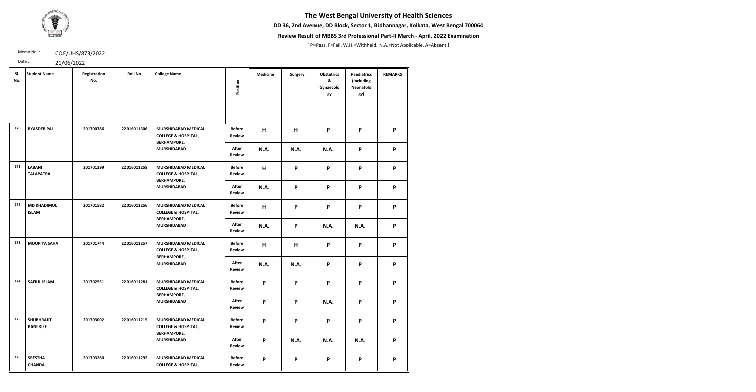# The West Bengal University of Health Sciences

**DD 36, 2nd Avenue, DD Block, Sector 1, Bidhannagar, Kolkata, West Bengal 700064**

**Review Result of MBBS 3rd Professional Part-II March - April, 2022 Examination**

[ P=Pass, F=Fail, W.H.=Withheld, N.A.=Not Applicable, A=Absent ]

Memo No. : COE/UHS/873/2022

Date : 21/06/2022

| Sl. No. | Student Name | Registration No. | Roll No. | College Name | Position | Medicine | Surgery | Obstetrics & Gynaecology | Paediatrics (including Neonatology) | REMARKS |
|---|---|---|---|---|---|---|---|---|---|---|
| 170 | BYASDEB PAL | 201700786 | 22016011306 | MURSHIDABAD MEDICAL COLLEGE & HOSPITAL, BERHAMPORE, MURSHIDABAD | Before Review | H | H | P | P | P |
| | | | | | After Review | N.A. | N.A. | N.A. | P | P |
| 171 | LABANI TALAPATRA | 201701399 | 22016011258 | MURSHIDABAD MEDICAL COLLEGE & HOSPITAL, BERHAMPORE, MURSHIDABAD | Before Review | H | P | P | P | P |
| | | | | | After Review | N.A. | P | P | P | P |
| 172 | MD KHADIMUL ISLAM | 201701582 | 22016011256 | MURSHIDABAD MEDICAL COLLEGE & HOSPITAL, BERHAMPORE, MURSHIDABAD | Before Review | H | P | P | P | P |
| | | | | | After Review | N.A. | P | N.A. | N.A. | P |
| 173 | MOUPIYA SAHA | 201701744 | 22016011257 | MURSHIDABAD MEDICAL COLLEGE & HOSPITAL, BERHAMPORE, MURSHIDABAD | Before Review | H | H | P | P | P |
| | | | | | After Review | N.A. | N.A. | P | P | P |
| 174 | SAFIUL ISLAM | 201702551 | 22016011281 | MURSHIDABAD MEDICAL COLLEGE & HOSPITAL, BERHAMPORE, MURSHIDABAD | Before Review | P | P | P | P | P |
| | | | | | After Review | P | P | N.A. | P | P |
| 175 | SHUBHRAJIT BANERJEE | 201703002 | 22016011215 | MURSHIDABAD MEDICAL COLLEGE & HOSPITAL, BERHAMPORE, MURSHIDABAD | Before Review | P | P | P | P | P |
| | | | | | After Review | P | N.A. | N.A. | N.A. | P |
| 176 | SRESTHA CHANDA | 201703260 | 22016011292 | MURSHIDABAD MEDICAL COLLEGE & HOSPITAL, | Before Review | P | P | P | P | P |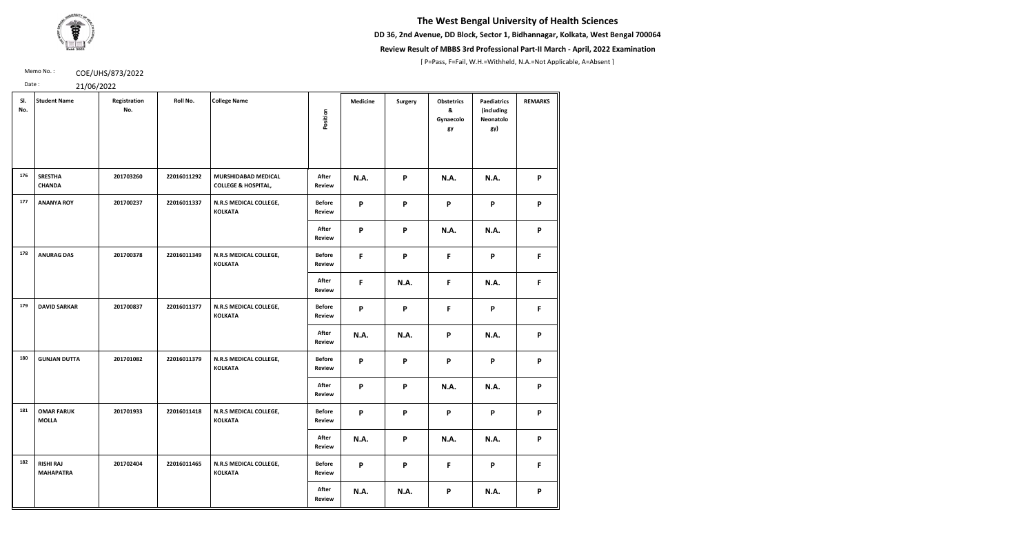# The West Bengal University of Health Sciences

**DD 36, 2nd Avenue, DD Block, Sector 1, Bidhannagar, Kolkata, West Bengal 700064**

**Review Result of MBBS 3rd Professional Part-II March - April, 2022 Examination**

[ P=Pass, F=Fail, W.H.=Withheld, N.A.=Not Applicable, A=Absent ]

Memo No. : COE/UHS/873/2022

Date : 21/06/2022

| Sl. No. | Student Name | Registration No. | Roll No. | College Name | Position | Medicine | Surgery | Obstetrics & Gynaecology | Paediatrics (including Neonatology) | REMARKS |
|---|---|---|---|---|---|---|---|---|---|---|
| 176 | SRESTHA CHANDA | 201703260 | 22016011292 | MURSHIDABAD MEDICAL COLLEGE & HOSPITAL, | After Review | N.A. | P | N.A. | N.A. | P |
| 177 | ANANYA ROY | 201700237 | 22016011337 | N.R.S MEDICAL COLLEGE, KOLKATA | Before Review | P | P | P | P | P |
| | | | | | After Review | P | P | N.A. | N.A. | P |
| 178 | ANURAG DAS | 201700378 | 22016011349 | N.R.S MEDICAL COLLEGE, KOLKATA | Before Review | F | P | F | P | F |
| | | | | | After Review | F | N.A. | F | N.A. | F |
| 179 | DAVID SARKAR | 201700837 | 22016011377 | N.R.S MEDICAL COLLEGE, KOLKATA | Before Review | P | P | F | P | F |
| | | | | | After Review | N.A. | N.A. | P | N.A. | P |
| 180 | GUNJAN DUTTA | 201701082 | 22016011379 | N.R.S MEDICAL COLLEGE, KOLKATA | Before Review | P | P | P | P | P |
| | | | | | After Review | P | P | N.A. | N.A. | P |
| 181 | OMAR FARUK MOLLA | 201701933 | 22016011418 | N.R.S MEDICAL COLLEGE, KOLKATA | Before Review | P | P | P | P | P |
| | | | | | After Review | N.A. | P | N.A. | N.A. | P |
| 182 | RISHI RAJ MAHAPATRA | 201702404 | 22016011465 | N.R.S MEDICAL COLLEGE, KOLKATA | Before Review | P | P | F | P | F |
| | | | | | After Review | N.A. | N.A. | P | N.A. | P |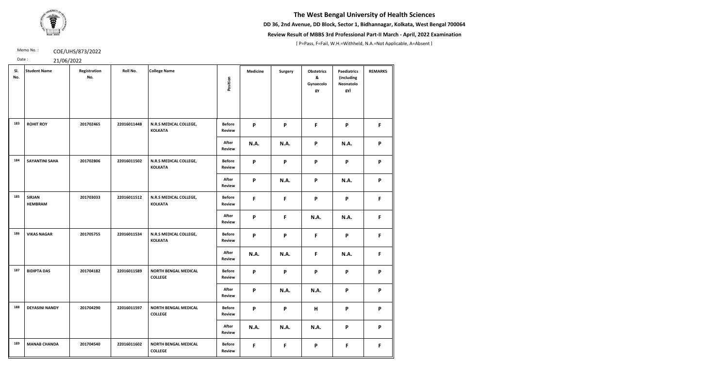# The West Bengal University of Health Sciences

**DD 36, 2nd Avenue, DD Block, Sector 1, Bidhannagar, Kolkata, West Bengal 700064**

**Review Result of MBBS 3rd Professional Part-II March - April, 2022 Examination**

[ P=Pass, F=Fail, W.H.=Withheld, N.A.=Not Applicable, A=Absent ]

Memo No. : COE/UHS/873/2022

Date : 21/06/2022

| Sl. No. | Student Name | Registration No. | Roll No. | College Name | Position | Medicine | Surgery | Obstetrics & Gynaecology | Paediatrics (including Neonatology) | REMARKS |
|---|---|---|---|---|---|---|---|---|---|---|
| 183 | ROHIT ROY | 201702465 | 22016011448 | N.R.S MEDICAL COLLEGE, KOLKATA | Before Review | P | P | F | P | F |
| | | | | | After Review | N.A. | N.A. | P | N.A. | P |
| 184 | SAYANTINI SAHA | 201702806 | 22016011502 | N.R.S MEDICAL COLLEGE, KOLKATA | Before Review | P | P | P | P | P |
| | | | | | After Review | P | N.A. | P | N.A. | P |
| 185 | SIRJAN HEMBRAM | 201703033 | 22016011512 | N.R.S MEDICAL COLLEGE, KOLKATA | Before Review | F | F | P | P | F |
| | | | | | After Review | P | F | N.A. | N.A. | F |
| 186 | VIKAS NAGAR | 201705755 | 22016011534 | N.R.S MEDICAL COLLEGE, KOLKATA | Before Review | P | P | F | P | F |
| | | | | | After Review | N.A. | N.A. | F | N.A. | F |
| 187 | BIDIPTA DAS | 201704182 | 22016011589 | NORTH BENGAL MEDICAL COLLEGE | Before Review | P | P | P | P | P |
| | | | | | After Review | P | N.A. | N.A. | P | P |
| 188 | DEYASINI NANDY | 201704290 | 22016011597 | NORTH BENGAL MEDICAL COLLEGE | Before Review | P | P | H | P | P |
| | | | | | After Review | N.A. | N.A. | N.A. | P | P |
| 189 | MANAB CHANDA | 201704540 | 22016011602 | NORTH BENGAL MEDICAL COLLEGE | Before Review | F | F | P | F | F |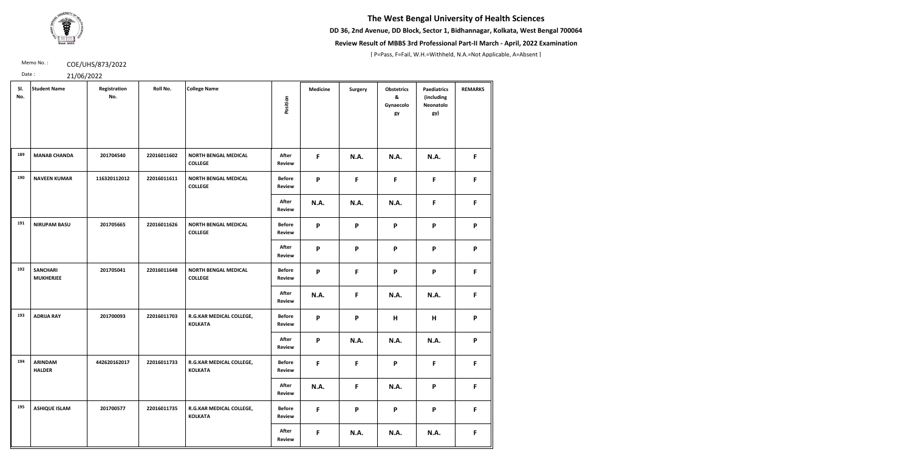# The West Bengal University of Health Sciences

**DD 36, 2nd Avenue, DD Block, Sector 1, Bidhannagar, Kolkata, West Bengal 700064**

**Review Result of MBBS 3rd Professional Part-II March - April, 2022 Examination**

[ P=Pass, F=Fail, W.H.=Withheld, N.A.=Not Applicable, A=Absent ]

Memo No. : COE/UHS/873/2022

Date : 21/06/2022

| Sl. No. | Student Name | Registration No. | Roll No. | College Name | Position | Medicine | Surgery | Obstetrics & Gynaecology | Paediatrics (including Neonatology) | REMARKS |
|---|---|---|---|---|---|---|---|---|---|---|
| 189 | MANAB CHANDA | 201704540 | 22016011602 | NORTH BENGAL MEDICAL COLLEGE | After Review | F | N.A. | N.A. | N.A. | F |
| 190 | NAVEEN KUMAR | 116320112012 | 22016011611 | NORTH BENGAL MEDICAL COLLEGE | Before Review | P | F | F | F | F |
| | | | | | After Review | N.A. | N.A. | N.A. | F | F |
| 191 | NIRUPAM BASU | 201705665 | 22016011626 | NORTH BENGAL MEDICAL COLLEGE | Before Review | P | P | P | P | P |
| | | | | | After Review | P | P | P | P | P |
| 192 | SANCHARI MUKHERJEE | 201705041 | 22016011648 | NORTH BENGAL MEDICAL COLLEGE | Before Review | P | F | P | P | F |
| | | | | | After Review | N.A. | F | N.A. | N.A. | F |
| 193 | ADRIJA RAY | 201700093 | 22016011703 | R.G.KAR MEDICAL COLLEGE, KOLKATA | Before Review | P | P | H | H | P |
| | | | | | After Review | P | N.A. | N.A. | N.A. | P |
| 194 | ARINDAM HALDER | 442620162017 | 22016011733 | R.G.KAR MEDICAL COLLEGE, KOLKATA | Before Review | F | F | P | F | F |
| | | | | | After Review | N.A. | F | N.A. | P | F |
| 195 | ASHIQUE ISLAM | 201700577 | 22016011735 | R.G.KAR MEDICAL COLLEGE, KOLKATA | Before Review | F | P | P | P | F |
| | | | | | After Review | F | N.A. | N.A. | N.A. | F |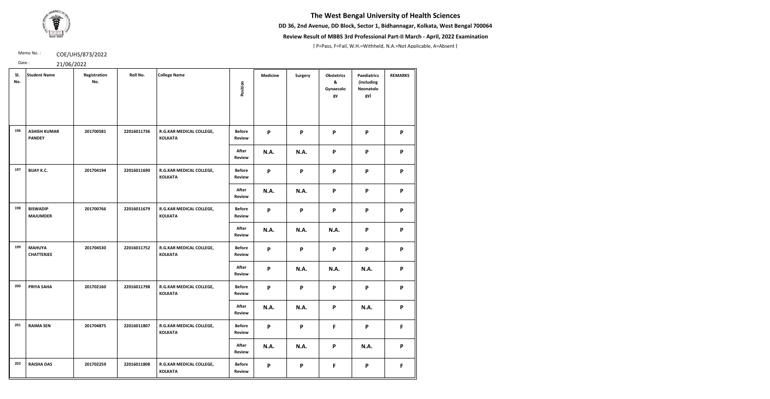# The West Bengal University of Health Sciences

**DD 36, 2nd Avenue, DD Block, Sector 1, Bidhannagar, Kolkata, West Bengal 700064**

**Review Result of MBBS 3rd Professional Part-II March - April, 2022 Examination**

[ P=Pass, F=Fail, W.H.=Withheld, N.A.=Not Applicable, A=Absent ]

Memo No. : COE/UHS/873/2022

Date : 21/06/2022

| Sl. No. | Student Name | Registration No. | Roll No. | College Name | Position | Medicine | Surgery | Obstetrics & Gynaecology | Paediatrics (including Neonatology) | REMARKS |
|---|---|---|---|---|---|---|---|---|---|---|
| 196 | ASHISH KUMAR PANDEY | 201700581 | 22016011736 | R.G.KAR MEDICAL COLLEGE, KOLKATA | Before Review | P | P | P | P | P |
| | | | | | After Review | N.A. | N.A. | P | P | P |
| 197 | BIJAY K.C. | 201704194 | 22016011690 | R.G.KAR MEDICAL COLLEGE, KOLKATA | Before Review | P | P | P | P | P |
| | | | | | After Review | N.A. | N.A. | P | P | P |
| 198 | BISWADIP MAJUMDER | 201700766 | 22016011679 | R.G.KAR MEDICAL COLLEGE, KOLKATA | Before Review | P | P | P | P | P |
| | | | | | After Review | N.A. | N.A. | N.A. | P | P |
| 199 | MAHUYA CHATTERJEE | 201704530 | 22016011752 | R.G.KAR MEDICAL COLLEGE, KOLKATA | Before Review | P | P | P | P | P |
| | | | | | After Review | P | N.A. | N.A. | N.A. | P |
| 200 | PRIYA SAHA | 201702160 | 22016011798 | R.G.KAR MEDICAL COLLEGE, KOLKATA | Before Review | P | P | P | P | P |
| | | | | | After Review | N.A. | N.A. | P | N.A. | P |
| 201 | RAIMA SEN | 201704875 | 22016011807 | R.G.KAR MEDICAL COLLEGE, KOLKATA | Before Review | P | P | F | P | F |
| | | | | | After Review | N.A. | N.A. | P | N.A. | P |
| 202 | RAISHA DAS | 201702259 | 22016011808 | R.G.KAR MEDICAL COLLEGE, KOLKATA | Before Review | P | P | F | P | F |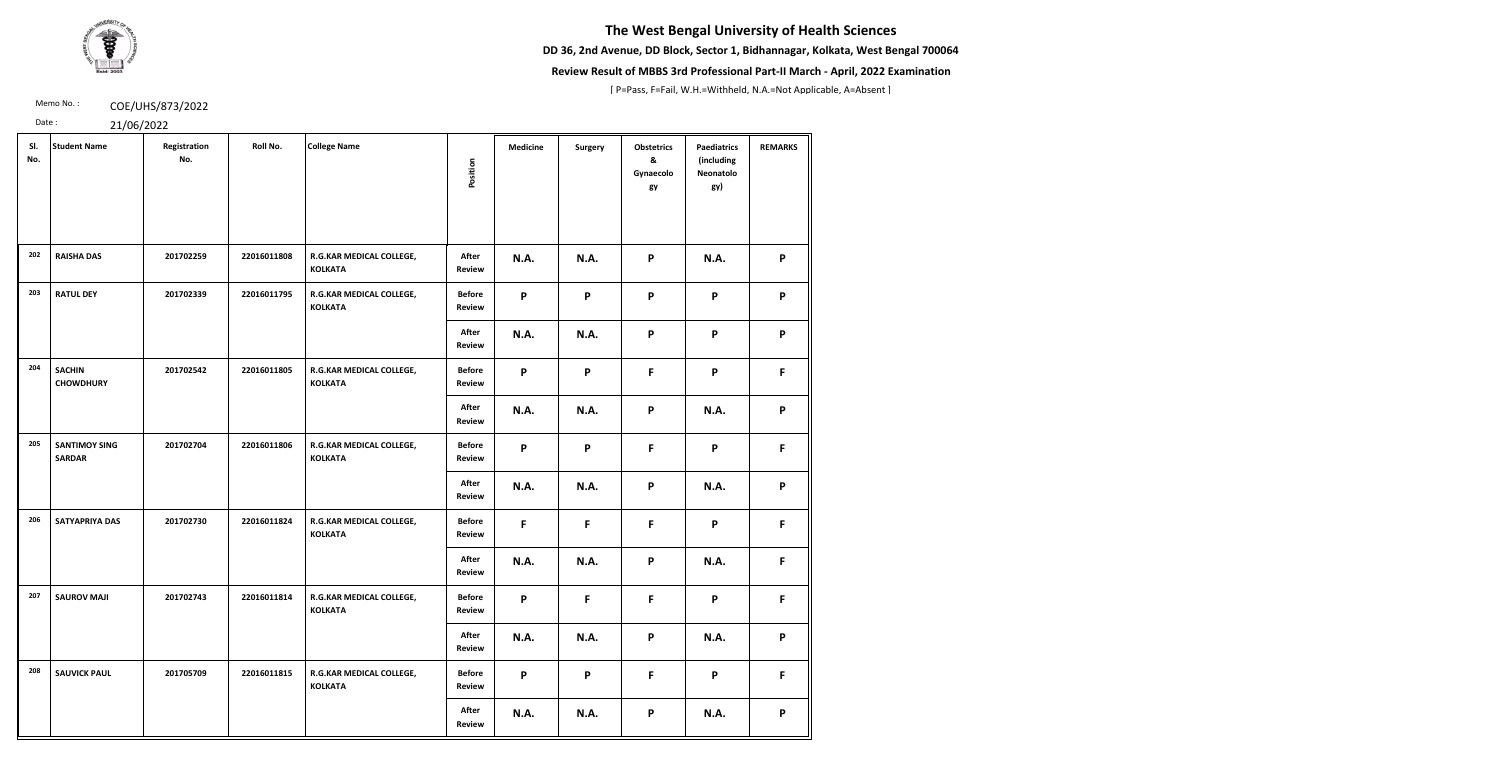# The West Bengal University of Health Sciences

**DD 36, 2nd Avenue, DD Block, Sector 1, Bidhannagar, Kolkata, West Bengal 700064**

**Review Result of MBBS 3rd Professional Part-II March - April, 2022 Examination**

[ P=Pass, F=Fail, W.H.=Withheld, N.A.=Not Applicable, A=Absent ]

Memo No. : COE/UHS/873/2022

Date : 21/06/2022

| Sl. No. | Student Name | Registration No. | Roll No. | College Name | Position | Medicine | Surgery | Obstetrics & Gynaecology | Paediatrics (including Neonatology) | REMARKS |
|---|---|---|---|---|---|---|---|---|---|---|
| 202 | RAISHA DAS | 201702259 | 22016011808 | R.G.KAR MEDICAL COLLEGE, KOLKATA | After Review | N.A. | N.A. | P | N.A. | P |
| 203 | RATUL DEY | 201702339 | 22016011795 | R.G.KAR MEDICAL COLLEGE, KOLKATA | Before Review | P | P | P | P | P |
| | | | | | After Review | N.A. | N.A. | P | P | P |
| 204 | SACHIN CHOWDHURY | 201702542 | 22016011805 | R.G.KAR MEDICAL COLLEGE, KOLKATA | Before Review | P | P | F | P | F |
| | | | | | After Review | N.A. | N.A. | P | N.A. | P |
| 205 | SANTIMOY SING SARDAR | 201702704 | 22016011806 | R.G.KAR MEDICAL COLLEGE, KOLKATA | Before Review | P | P | F | P | F |
| | | | | | After Review | N.A. | N.A. | P | N.A. | P |
| 206 | SATYAPRIYA DAS | 201702730 | 22016011824 | R.G.KAR MEDICAL COLLEGE, KOLKATA | Before Review | F | F | F | P | F |
| | | | | | After Review | N.A. | N.A. | P | N.A. | F |
| 207 | SAUROV MAJI | 201702743 | 22016011814 | R.G.KAR MEDICAL COLLEGE, KOLKATA | Before Review | P | F | F | P | F |
| | | | | | After Review | N.A. | N.A. | P | N.A. | P |
| 208 | SAUVICK PAUL | 201705709 | 22016011815 | R.G.KAR MEDICAL COLLEGE, KOLKATA | Before Review | P | P | F | P | F |
| | | | | | After Review | N.A. | N.A. | P | N.A. | P |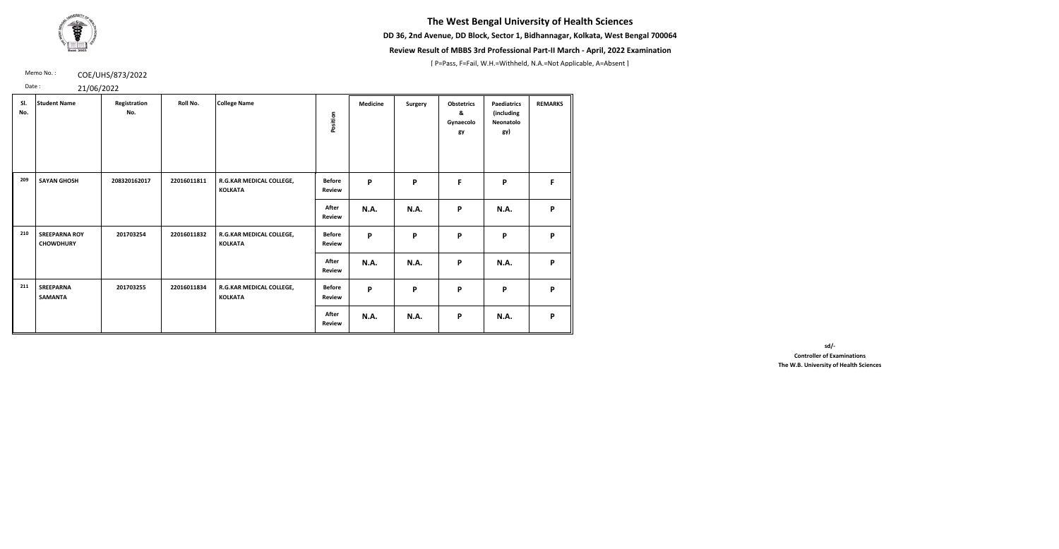# The West Bengal University of Health Sciences

**DD 36, 2nd Avenue, DD Block, Sector 1, Bidhannagar, Kolkata, West Bengal 700064**

**Review Result of MBBS 3rd Professional Part-II March - April, 2022 Examination**

[ P=Pass, F=Fail, W.H.=Withheld, N.A.=Not Applicable, A=Absent ]

Memo No. : COE/UHS/873/2022

Date : 21/06/2022

| Sl. No. | Student Name | Registration No. | Roll No. | College Name | Position | Medicine | Surgery | Obstetrics & Gynaecology | Paediatrics (including Neonatology) | REMARKS |
|---|---|---|---|---|---|---|---|---|---|---|
| 209 | SAYAN GHOSH | 208320162017 | 22016011811 | R.G.KAR MEDICAL COLLEGE, KOLKATA | Before Review | P | P | F | P | F |
| | | | | | After Review | N.A. | N.A. | P | N.A. | P |
| 210 | SREEPARNA ROY CHOWDHURY | 201703254 | 22016011832 | R.G.KAR MEDICAL COLLEGE, KOLKATA | Before Review | P | P | P | P | P |
| | | | | | After Review | N.A. | N.A. | P | N.A. | P |
| 211 | SREEPARNA SAMANTA | 201703255 | 22016011834 | R.G.KAR MEDICAL COLLEGE, KOLKATA | Before Review | P | P | P | P | P |
| | | | | | After Review | N.A. | N.A. | P | N.A. | P |

sd/-

**Controller of Examinations**

**The W.B. University of Health Sciences**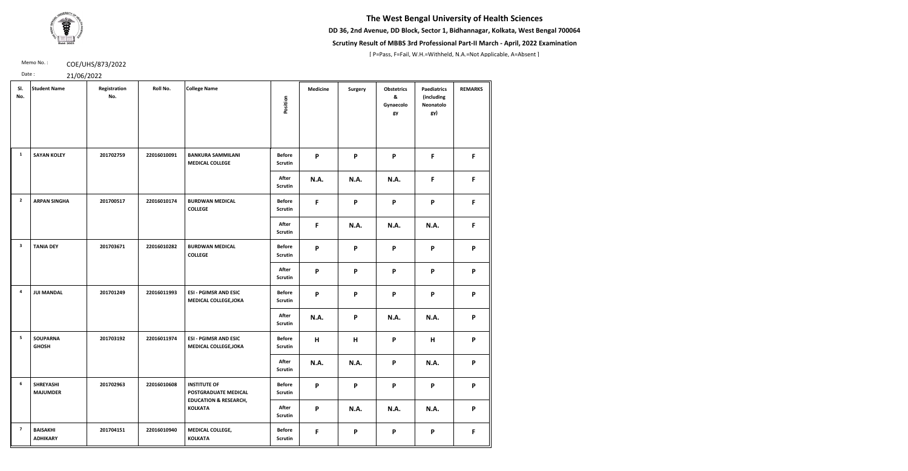# The West Bengal University of Health Sciences

**DD 36, 2nd Avenue, DD Block, Sector 1, Bidhannagar, Kolkata, West Bengal 700064**

**Scrutiny Result of MBBS 3rd Professional Part-II March - April, 2022 Examination**

[ P=Pass, F=Fail, W.H.=Withheld, N.A.=Not Applicable, A=Absent ]

Memo No. : COE/UHS/873/2022

Date : 21/06/2022

| Sl. No. | Student Name | Registration No. | Roll No. | College Name | Position | Medicine | Surgery | Obstetrics & Gynaecology | Paediatrics (including Neonatology) | REMARKS |
|---|---|---|---|---|---|---|---|---|---|---|
| 1 | SAYAN KOLEY | 201702759 | 22016010091 | BANKURA SAMMILANI MEDICAL COLLEGE | Before Scrutin | P | P | P | F | F |
| | | | | | After Scrutin | N.A. | N.A. | N.A. | F | F |
| 2 | ARPAN SINGHA | 201700517 | 22016010174 | BURDWAN MEDICAL COLLEGE | Before Scrutin | F | P | P | P | F |
| | | | | | After Scrutin | F | N.A. | N.A. | N.A. | F |
| 3 | TANIA DEY | 201703671 | 22016010282 | BURDWAN MEDICAL COLLEGE | Before Scrutin | P | P | P | P | P |
| | | | | | After Scrutin | P | P | P | P | P |
| 4 | JUI MANDAL | 201701249 | 22016011993 | ESI - PGIMSR AND ESIC MEDICAL COLLEGE,JOKA | Before Scrutin | P | P | P | P | P |
| | | | | | After Scrutin | N.A. | P | N.A. | N.A. | P |
| 5 | SOUPARNA GHOSH | 201703192 | 22016011974 | ESI - PGIMSR AND ESIC MEDICAL COLLEGE,JOKA | Before Scrutin | H | H | P | H | P |
| | | | | | After Scrutin | N.A. | N.A. | P | N.A. | P |
| 6 | SHREYASHI MAJUMDER | 201702963 | 22016010608 | INSTITUTE OF POSTGRADUATE MEDICAL EDUCATION & RESEARCH, KOLKATA | Before Scrutin | P | P | P | P | P |
| | | | | | After Scrutin | P | N.A. | N.A. | N.A. | P |
| 7 | BAISAKHI ADHIKARY | 201704151 | 22016010940 | MEDICAL COLLEGE, KOLKATA | Before Scrutin | F | P | P | P | F |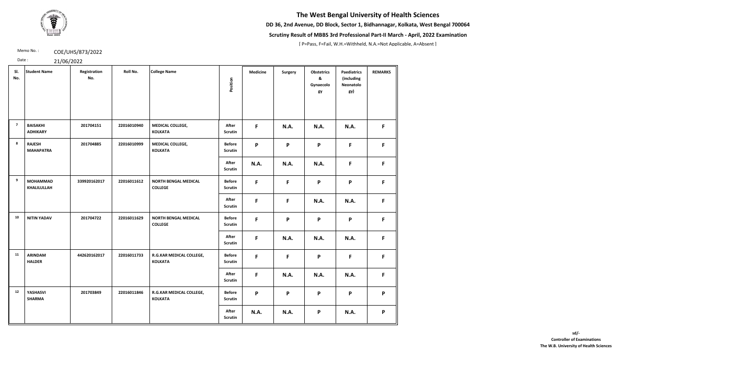# The West Bengal University of Health Sciences

**DD 36, 2nd Avenue, DD Block, Sector 1, Bidhannagar, Kolkata, West Bengal 700064**

**Scrutiny Result of MBBS 3rd Professional Part-II March - April, 2022 Examination**

[ P=Pass, F=Fail, W.H.=Withheld, N.A.=Not Applicable, A=Absent ]

Memo No. : COE/UHS/873/2022

Date : 21/06/2022

| Sl. No. | Student Name | Registration No. | Roll No. | College Name | Position | Medicine | Surgery | Obstetrics & Gynaecology | Paediatrics (including Neonatology) | REMARKS |
|---|---|---|---|---|---|---|---|---|---|---|
| 7 | BAISAKHI ADHIKARY | 201704151 | 22016010940 | MEDICAL COLLEGE, KOLKATA | After Scrutin | F | N.A. | N.A. | N.A. | F |
| 8 | RAJESH MAHAPATRA | 201704885 | 22016010999 | MEDICAL COLLEGE, KOLKATA | Before Scrutin | P | P | P | F | F |
| | | | | | After Scrutin | N.A. | N.A. | N.A. | F | F |
| 9 | MOHAMMAD KHALILULLAH | 339920162017 | 22016011612 | NORTH BENGAL MEDICAL COLLEGE | Before Scrutin | F | F | P | P | F |
| | | | | | After Scrutin | F | F | N.A. | N.A. | F |
| 10 | NITIN YADAV | 201704722 | 22016011629 | NORTH BENGAL MEDICAL COLLEGE | Before Scrutin | F | P | P | P | F |
| | | | | | After Scrutin | F | N.A. | N.A. | N.A. | F |
| 11 | ARINDAM HALDER | 442620162017 | 22016011733 | R.G.KAR MEDICAL COLLEGE, KOLKATA | Before Scrutin | F | F | P | F | F |
| | | | | | After Scrutin | F | N.A. | N.A. | N.A. | F |
| 12 | YASHASVI SHARMA | 201703849 | 22016011846 | R.G.KAR MEDICAL COLLEGE, KOLKATA | Before Scrutin | P | P | P | P | P |
| | | | | | After Scrutin | N.A. | N.A. | P | N.A. | P |

sd/-

**Controller of Examinations**

**The W.B. University of Health Sciences**